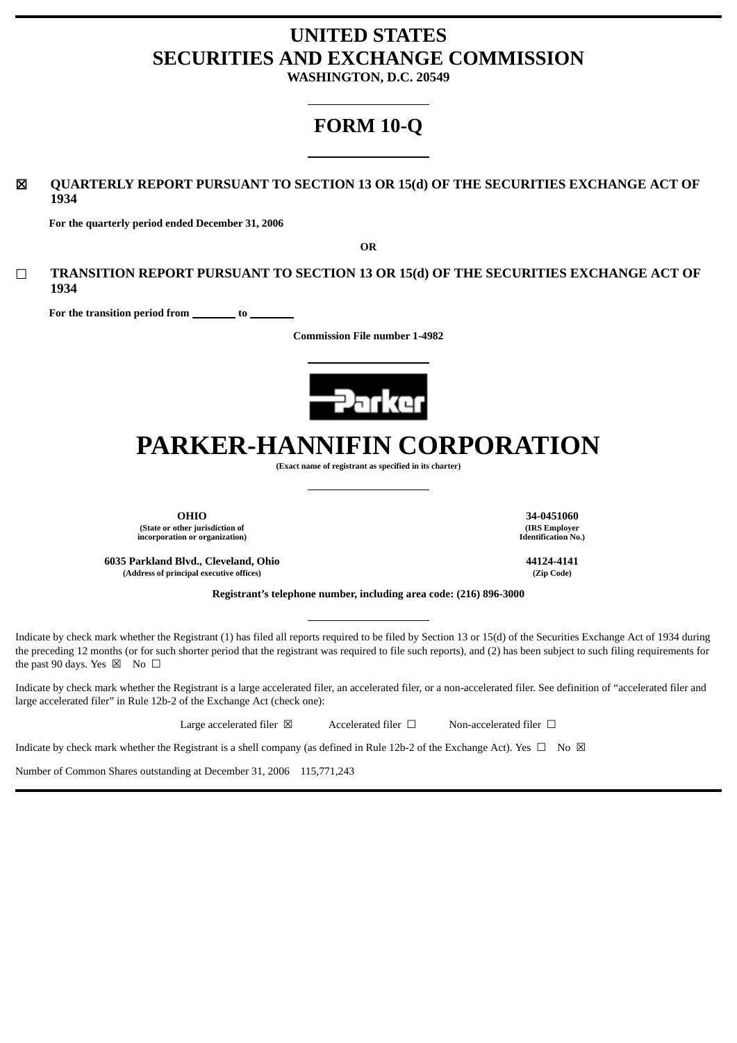# UNITED STATES
# SECURITIES AND EXCHANGE COMMISSION
**WASHINGTON, D.C. 20549**

# FORM 10-Q

☒ **QUARTERLY REPORT PURSUANT TO SECTION 13 OR 15(d) OF THE SECURITIES EXCHANGE ACT OF 1934**

**For the quarterly period ended December 31, 2006**

**OR**

☐ **TRANSITION REPORT PURSUANT TO SECTION 13 OR 15(d) OF THE SECURITIES EXCHANGE ACT OF 1934**

**For the transition period from ________ to ________**

**Commission File number 1-4982**

# PARKER-HANNIFIN CORPORATION

**(Exact name of registrant as specified in its charter)**

| | |
|---|---|
| **OHIO** | **34-0451060** |
| **(State or other jurisdiction of incorporation or organization)** | **(IRS Employer Identification No.)** |
| **6035 Parkland Blvd., Cleveland, Ohio** | **44124-4141** |
| **(Address of principal executive offices)** | **(Zip Code)** |

**Registrant's telephone number, including area code: (216) 896-3000**

Indicate by check mark whether the Registrant (1) has filed all reports required to be filed by Section 13 or 15(d) of the Securities Exchange Act of 1934 during the preceding 12 months (or for such shorter period that the registrant was required to file such reports), and (2) has been subject to such filing requirements for the past 90 days. Yes ☒ No ☐

Indicate by check mark whether the Registrant is a large accelerated filer, an accelerated filer, or a non-accelerated filer. See definition of "accelerated filer and large accelerated filer" in Rule 12b-2 of the Exchange Act (check one):

Large accelerated filer ☒ Accelerated filer ☐ Non-accelerated filer ☐

Indicate by check mark whether the Registrant is a shell company (as defined in Rule 12b-2 of the Exchange Act). Yes ☐ No ☒

Number of Common Shares outstanding at December 31, 2006 115,771,243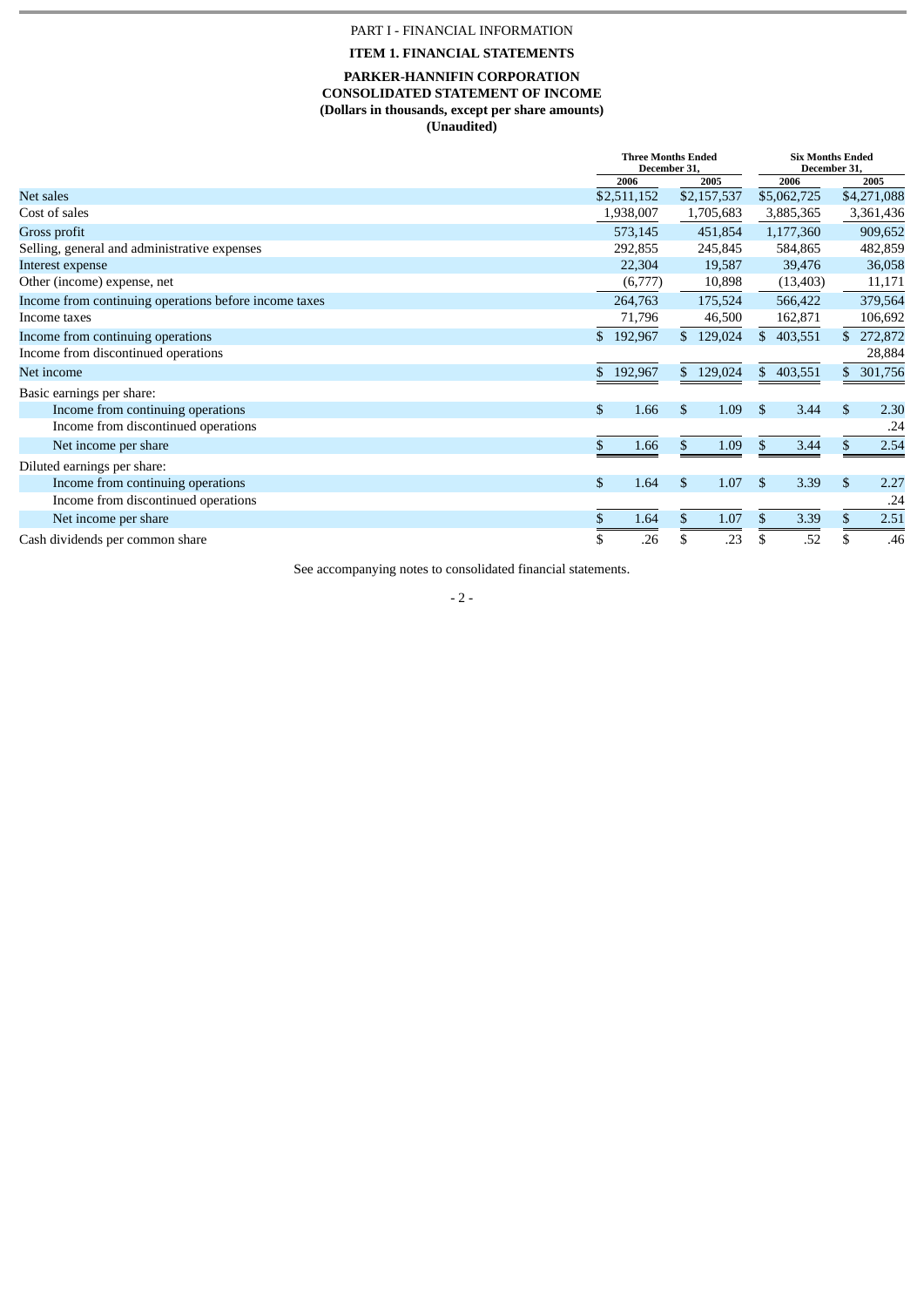PART I - FINANCIAL INFORMATION

**ITEM 1. FINANCIAL STATEMENTS**

**PARKER-HANNIFIN CORPORATION**
**CONSOLIDATED STATEMENT OF INCOME**
**(Dollars in thousands, except per share amounts)**
**(Unaudited)**

| | Three Months Ended December 31, | | Six Months Ended December 31, | |
|---|---|---|---|---|
| | 2006 | 2005 | 2006 | 2005 |
| Net sales | $2,511,152 | $2,157,537 | $5,062,725 | $4,271,088 |
| Cost of sales | 1,938,007 | 1,705,683 | 3,885,365 | 3,361,436 |
| Gross profit | 573,145 | 451,854 | 1,177,360 | 909,652 |
| Selling, general and administrative expenses | 292,855 | 245,845 | 584,865 | 482,859 |
| Interest expense | 22,304 | 19,587 | 39,476 | 36,058 |
| Other (income) expense, net | (6,777) | 10,898 | (13,403) | 11,171 |
| Income from continuing operations before income taxes | 264,763 | 175,524 | 566,422 | 379,564 |
| Income taxes | 71,796 | 46,500 | 162,871 | 106,692 |
| Income from continuing operations | $ 192,967 | $ 129,024 | $ 403,551 | $ 272,872 |
| Income from discontinued operations | | | | 28,884 |
| Net income | $ 192,967 | $ 129,024 | $ 403,551 | $ 301,756 |
| Basic earnings per share: | | | | |
| Income from continuing operations | $ 1.66 | $ 1.09 | $ 3.44 | $ 2.30 |
| Income from discontinued operations | | | | .24 |
| Net income per share | $ 1.66 | $ 1.09 | $ 3.44 | $ 2.54 |
| Diluted earnings per share: | | | | |
| Income from continuing operations | $ 1.64 | $ 1.07 | $ 3.39 | $ 2.27 |
| Income from discontinued operations | | | | .24 |
| Net income per share | $ 1.64 | $ 1.07 | $ 3.39 | $ 2.51 |
| Cash dividends per common share | $ .26 | $ .23 | $ .52 | $ .46 |

See accompanying notes to consolidated financial statements.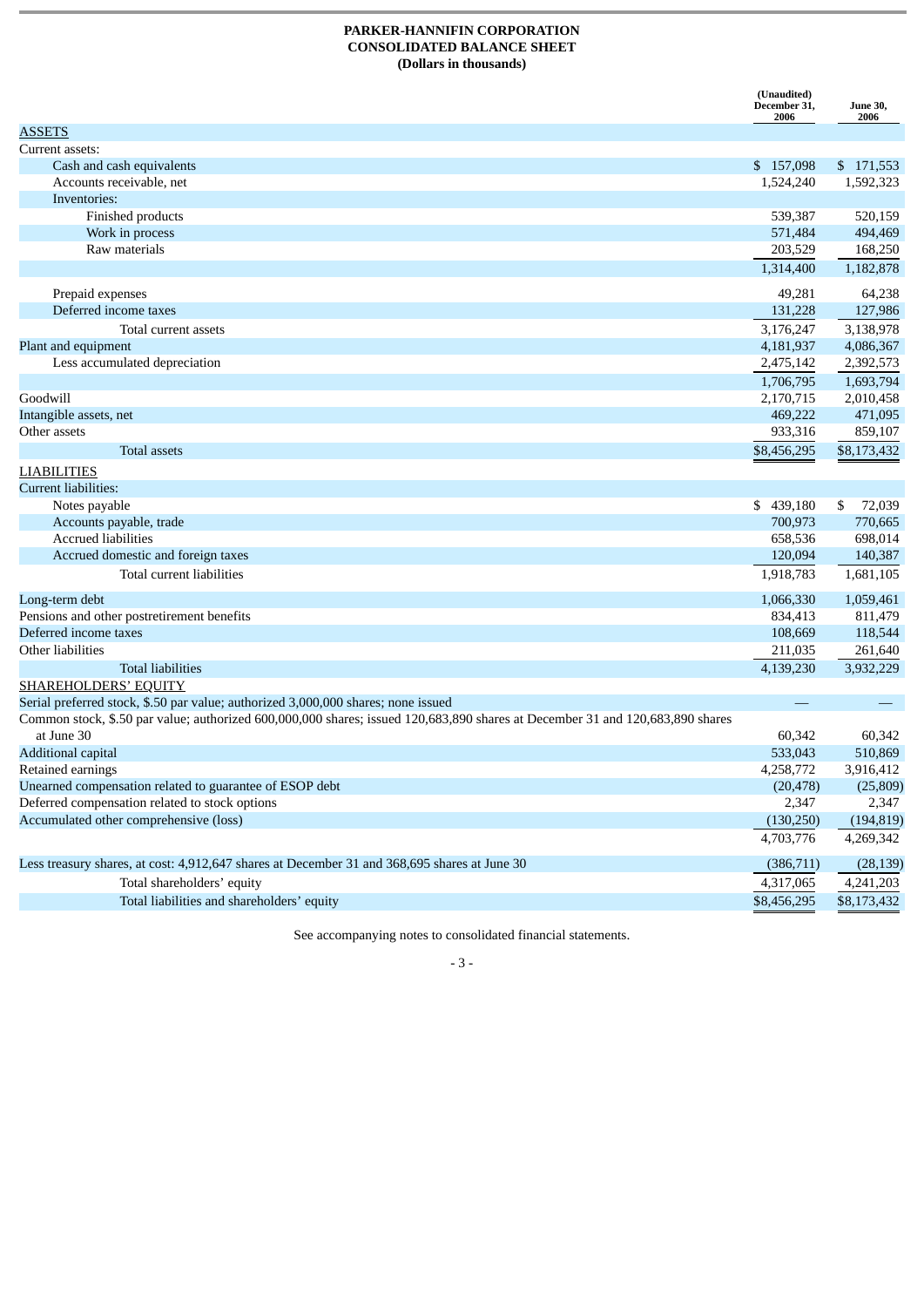**PARKER-HANNIFIN CORPORATION**
**CONSOLIDATED BALANCE SHEET**
**(Dollars in thousands)**

| | (Unaudited) December 31, 2006 | June 30, 2006 |
|---|---|---|
| ASSETS | | |
| Current assets: | | |
| Cash and cash equivalents | $ 157,098 | $ 171,553 |
| Accounts receivable, net | 1,524,240 | 1,592,323 |
| Inventories: | | |
| Finished products | 539,387 | 520,159 |
| Work in process | 571,484 | 494,469 |
| Raw materials | 203,529 | 168,250 |
| | 1,314,400 | 1,182,878 |
| Prepaid expenses | 49,281 | 64,238 |
| Deferred income taxes | 131,228 | 127,986 |
| Total current assets | 3,176,247 | 3,138,978 |
| Plant and equipment | 4,181,937 | 4,086,367 |
| Less accumulated depreciation | 2,475,142 | 2,392,573 |
| | 1,706,795 | 1,693,794 |
| Goodwill | 2,170,715 | 2,010,458 |
| Intangible assets, net | 469,222 | 471,095 |
| Other assets | 933,316 | 859,107 |
| Total assets | $8,456,295 | $8,173,432 |
| LIABILITIES | | |
| Current liabilities: | | |
| Notes payable | $ 439,180 | $ 72,039 |
| Accounts payable, trade | 700,973 | 770,665 |
| Accrued liabilities | 658,536 | 698,014 |
| Accrued domestic and foreign taxes | 120,094 | 140,387 |
| Total current liabilities | 1,918,783 | 1,681,105 |
| Long-term debt | 1,066,330 | 1,059,461 |
| Pensions and other postretirement benefits | 834,413 | 811,479 |
| Deferred income taxes | 108,669 | 118,544 |
| Other liabilities | 211,035 | 261,640 |
| Total liabilities | 4,139,230 | 3,932,229 |
| SHAREHOLDERS' EQUITY | | |
| Serial preferred stock, $.50 par value; authorized 3,000,000 shares; none issued | — | — |
| Common stock, $.50 par value; authorized 600,000,000 shares; issued 120,683,890 shares at December 31 and 120,683,890 shares at June 30 | 60,342 | 60,342 |
| Additional capital | 533,043 | 510,869 |
| Retained earnings | 4,258,772 | 3,916,412 |
| Unearned compensation related to guarantee of ESOP debt | (20,478) | (25,809) |
| Deferred compensation related to stock options | 2,347 | 2,347 |
| Accumulated other comprehensive (loss) | (130,250) | (194,819) |
| | 4,703,776 | 4,269,342 |
| Less treasury shares, at cost: 4,912,647 shares at December 31 and 368,695 shares at June 30 | (386,711) | (28,139) |
| Total shareholders' equity | 4,317,065 | 4,241,203 |
| Total liabilities and shareholders' equity | $8,456,295 | $8,173,432 |

See accompanying notes to consolidated financial statements.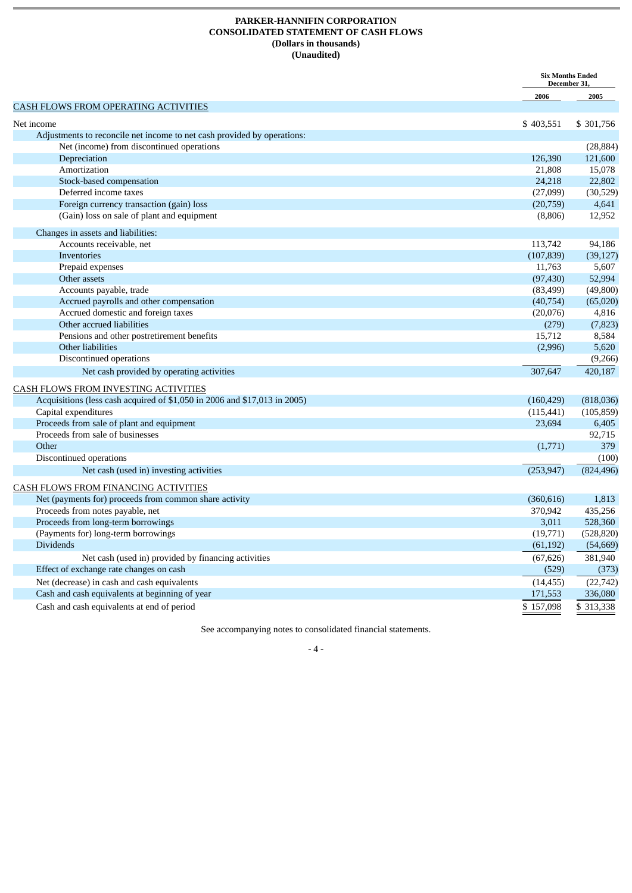**PARKER-HANNIFIN CORPORATION**
**CONSOLIDATED STATEMENT OF CASH FLOWS**
**(Dollars in thousands)**
**(Unaudited)**

| | Six Months Ended December 31, | |
|---|---|---|
| | 2006 | 2005 |
| CASH FLOWS FROM OPERATING ACTIVITIES | | |
| Net income | $ 403,551 | $ 301,756 |
| Adjustments to reconcile net income to net cash provided by operations: | | |
| Net (income) from discontinued operations | | (28,884) |
| Depreciation | 126,390 | 121,600 |
| Amortization | 21,808 | 15,078 |
| Stock-based compensation | 24,218 | 22,802 |
| Deferred income taxes | (27,099) | (30,529) |
| Foreign currency transaction (gain) loss | (20,759) | 4,641 |
| (Gain) loss on sale of plant and equipment | (8,806) | 12,952 |
| Changes in assets and liabilities: | | |
| Accounts receivable, net | 113,742 | 94,186 |
| Inventories | (107,839) | (39,127) |
| Prepaid expenses | 11,763 | 5,607 |
| Other assets | (97,430) | 52,994 |
| Accounts payable, trade | (83,499) | (49,800) |
| Accrued payrolls and other compensation | (40,754) | (65,020) |
| Accrued domestic and foreign taxes | (20,076) | 4,816 |
| Other accrued liabilities | (279) | (7,823) |
| Pensions and other postretirement benefits | 15,712 | 8,584 |
| Other liabilities | (2,996) | 5,620 |
| Discontinued operations | | (9,266) |
| Net cash provided by operating activities | 307,647 | 420,187 |
| CASH FLOWS FROM INVESTING ACTIVITIES | | |
| Acquisitions (less cash acquired of $1,050 in 2006 and $17,013 in 2005) | (160,429) | (818,036) |
| Capital expenditures | (115,441) | (105,859) |
| Proceeds from sale of plant and equipment | 23,694 | 6,405 |
| Proceeds from sale of businesses | | 92,715 |
| Other | (1,771) | 379 |
| Discontinued operations | | (100) |
| Net cash (used in) investing activities | (253,947) | (824,496) |
| CASH FLOWS FROM FINANCING ACTIVITIES | | |
| Net (payments for) proceeds from common share activity | (360,616) | 1,813 |
| Proceeds from notes payable, net | 370,942 | 435,256 |
| Proceeds from long-term borrowings | 3,011 | 528,360 |
| (Payments for) long-term borrowings | (19,771) | (528,820) |
| Dividends | (61,192) | (54,669) |
| Net cash (used in) provided by financing activities | (67,626) | 381,940 |
| Effect of exchange rate changes on cash | (529) | (373) |
| Net (decrease) in cash and cash equivalents | (14,455) | (22,742) |
| Cash and cash equivalents at beginning of year | 171,553 | 336,080 |
| Cash and cash equivalents at end of period | $ 157,098 | $ 313,338 |

See accompanying notes to consolidated financial statements.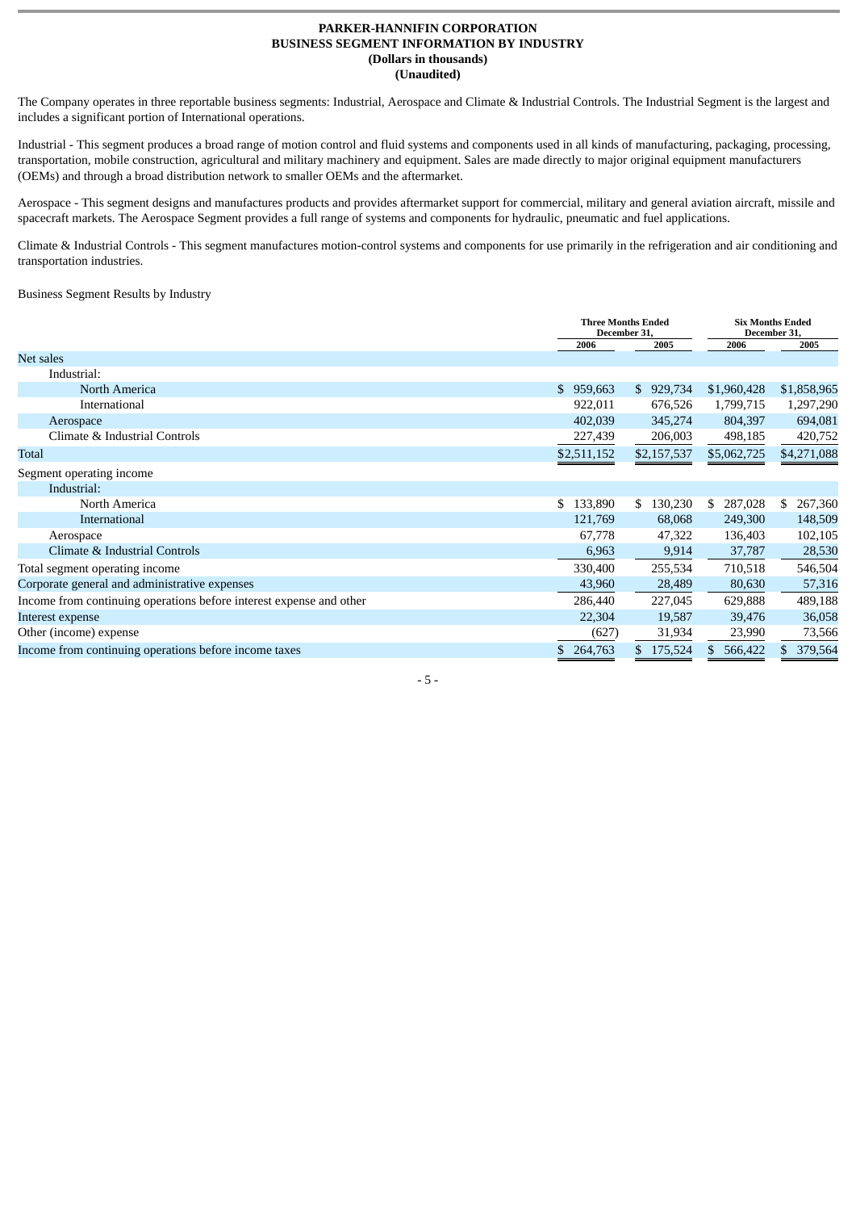# PARKER-HANNIFIN CORPORATION

## BUSINESS SEGMENT INFORMATION BY INDUSTRY

**(Dollars in thousands)**

**(Unaudited)**

The Company operates in three reportable business segments: Industrial, Aerospace and Climate & Industrial Controls. The Industrial Segment is the largest and includes a significant portion of International operations.

Industrial - This segment produces a broad range of motion control and fluid systems and components used in all kinds of manufacturing, packaging, processing, transportation, mobile construction, agricultural and military machinery and equipment. Sales are made directly to major original equipment manufacturers (OEMs) and through a broad distribution network to smaller OEMs and the aftermarket.

Aerospace - This segment designs and manufactures products and provides aftermarket support for commercial, military and general aviation aircraft, missile and spacecraft markets. The Aerospace Segment provides a full range of systems and components for hydraulic, pneumatic and fuel applications.

Climate & Industrial Controls - This segment manufactures motion-control systems and components for use primarily in the refrigeration and air conditioning and transportation industries.

Business Segment Results by Industry

| | Three Months Ended December 31, | | Six Months Ended December 31, | |
|---|---|---|---|---|
| | 2006 | 2005 | 2006 | 2005 |
| Net sales | | | | |
| Industrial: | | | | |
| North America | $ 959,663 | $ 929,734 | $1,960,428 | $1,858,965 |
| International | 922,011 | 676,526 | 1,799,715 | 1,297,290 |
| Aerospace | 402,039 | 345,274 | 804,397 | 694,081 |
| Climate & Industrial Controls | 227,439 | 206,003 | 498,185 | 420,752 |
| Total | $2,511,152 | $2,157,537 | $5,062,725 | $4,271,088 |
| Segment operating income | | | | |
| Industrial: | | | | |
| North America | $ 133,890 | $ 130,230 | $ 287,028 | $ 267,360 |
| International | 121,769 | 68,068 | 249,300 | 148,509 |
| Aerospace | 67,778 | 47,322 | 136,403 | 102,105 |
| Climate & Industrial Controls | 6,963 | 9,914 | 37,787 | 28,530 |
| Total segment operating income | 330,400 | 255,534 | 710,518 | 546,504 |
| Corporate general and administrative expenses | 43,960 | 28,489 | 80,630 | 57,316 |
| Income from continuing operations before interest expense and other | 286,440 | 227,045 | 629,888 | 489,188 |
| Interest expense | 22,304 | 19,587 | 39,476 | 36,058 |
| Other (income) expense | (627) | 31,934 | 23,990 | 73,566 |
| Income from continuing operations before income taxes | $ 264,763 | $ 175,524 | $ 566,422 | $ 379,564 |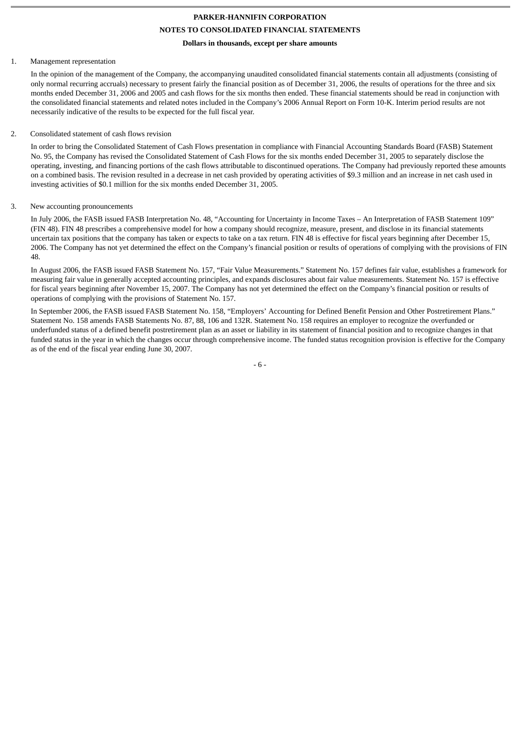**PARKER-HANNIFIN CORPORATION**

**NOTES TO CONSOLIDATED FINANCIAL STATEMENTS**

**Dollars in thousands, except per share amounts**

1. Management representation

In the opinion of the management of the Company, the accompanying unaudited consolidated financial statements contain all adjustments (consisting of only normal recurring accruals) necessary to present fairly the financial position as of December 31, 2006, the results of operations for the three and six months ended December 31, 2006 and 2005 and cash flows for the six months then ended. These financial statements should be read in conjunction with the consolidated financial statements and related notes included in the Company's 2006 Annual Report on Form 10-K. Interim period results are not necessarily indicative of the results to be expected for the full fiscal year.

2. Consolidated statement of cash flows revision

In order to bring the Consolidated Statement of Cash Flows presentation in compliance with Financial Accounting Standards Board (FASB) Statement No. 95, the Company has revised the Consolidated Statement of Cash Flows for the six months ended December 31, 2005 to separately disclose the operating, investing, and financing portions of the cash flows attributable to discontinued operations. The Company had previously reported these amounts on a combined basis. The revision resulted in a decrease in net cash provided by operating activities of $9.3 million and an increase in net cash used in investing activities of $0.1 million for the six months ended December 31, 2005.

3. New accounting pronouncements

In July 2006, the FASB issued FASB Interpretation No. 48, "Accounting for Uncertainty in Income Taxes – An Interpretation of FASB Statement 109" (FIN 48). FIN 48 prescribes a comprehensive model for how a company should recognize, measure, present, and disclose in its financial statements uncertain tax positions that the company has taken or expects to take on a tax return. FIN 48 is effective for fiscal years beginning after December 15, 2006. The Company has not yet determined the effect on the Company's financial position or results of operations of complying with the provisions of FIN 48.

In August 2006, the FASB issued FASB Statement No. 157, "Fair Value Measurements." Statement No. 157 defines fair value, establishes a framework for measuring fair value in generally accepted accounting principles, and expands disclosures about fair value measurements. Statement No. 157 is effective for fiscal years beginning after November 15, 2007. The Company has not yet determined the effect on the Company's financial position or results of operations of complying with the provisions of Statement No. 157.

In September 2006, the FASB issued FASB Statement No. 158, "Employers' Accounting for Defined Benefit Pension and Other Postretirement Plans." Statement No. 158 amends FASB Statements No. 87, 88, 106 and 132R. Statement No. 158 requires an employer to recognize the overfunded or underfunded status of a defined benefit postretirement plan as an asset or liability in its statement of financial position and to recognize changes in that funded status in the year in which the changes occur through comprehensive income. The funded status recognition provision is effective for the Company as of the end of the fiscal year ending June 30, 2007.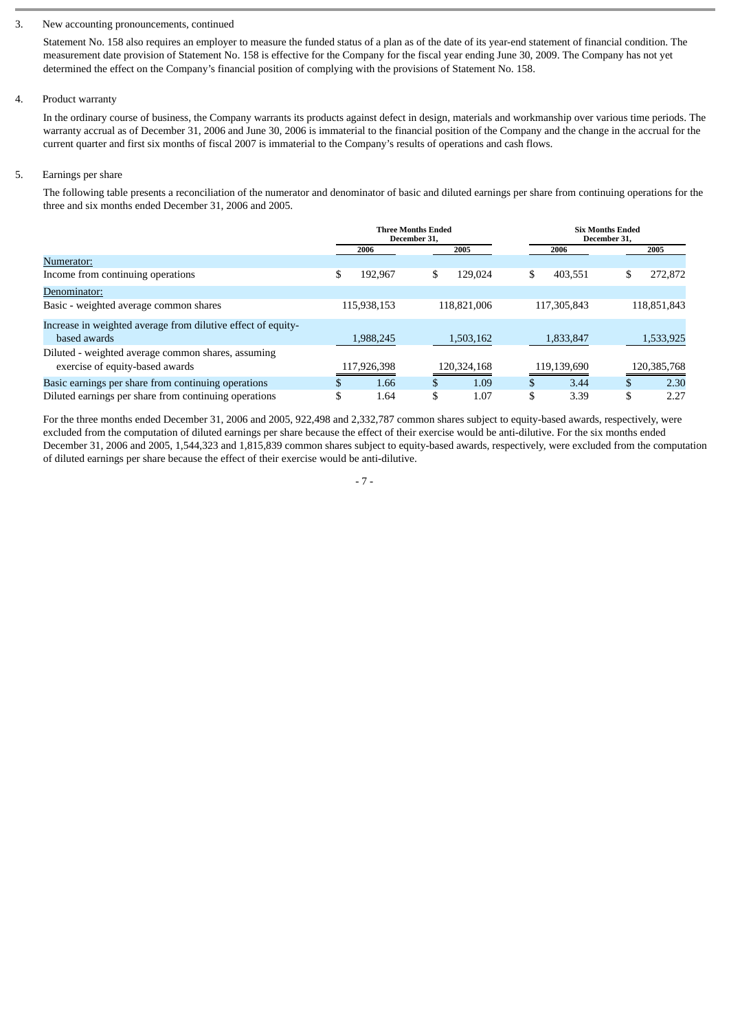3. New accounting pronouncements, continued

Statement No. 158 also requires an employer to measure the funded status of a plan as of the date of its year-end statement of financial condition. The measurement date provision of Statement No. 158 is effective for the Company for the fiscal year ending June 30, 2009. The Company has not yet determined the effect on the Company's financial position of complying with the provisions of Statement No. 158.

4. Product warranty

In the ordinary course of business, the Company warrants its products against defect in design, materials and workmanship over various time periods. The warranty accrual as of December 31, 2006 and June 30, 2006 is immaterial to the financial position of the Company and the change in the accrual for the current quarter and first six months of fiscal 2007 is immaterial to the Company's results of operations and cash flows.

5. Earnings per share

The following table presents a reconciliation of the numerator and denominator of basic and diluted earnings per share from continuing operations for the three and six months ended December 31, 2006 and 2005.

| | Three Months Ended December 31, | | Six Months Ended December 31, | |
|---|---|---|---|---|
| | 2006 | 2005 | 2006 | 2005 |
| Numerator: | | | | |
| Income from continuing operations | $ 192,967 | $ 129,024 | $ 403,551 | $ 272,872 |
| Denominator: | | | | |
| Basic - weighted average common shares | 115,938,153 | 118,821,006 | 117,305,843 | 118,851,843 |
| Increase in weighted average from dilutive effect of equity-based awards | 1,988,245 | 1,503,162 | 1,833,847 | 1,533,925 |
| Diluted - weighted average common shares, assuming exercise of equity-based awards | 117,926,398 | 120,324,168 | 119,139,690 | 120,385,768 |
| Basic earnings per share from continuing operations | $ 1.66 | $ 1.09 | $ 3.44 | $ 2.30 |
| Diluted earnings per share from continuing operations | $ 1.64 | $ 1.07 | $ 3.39 | $ 2.27 |

For the three months ended December 31, 2006 and 2005, 922,498 and 2,332,787 common shares subject to equity-based awards, respectively, were excluded from the computation of diluted earnings per share because the effect of their exercise would be anti-dilutive. For the six months ended December 31, 2006 and 2005, 1,544,323 and 1,815,839 common shares subject to equity-based awards, respectively, were excluded from the computation of diluted earnings per share because the effect of their exercise would be anti-dilutive.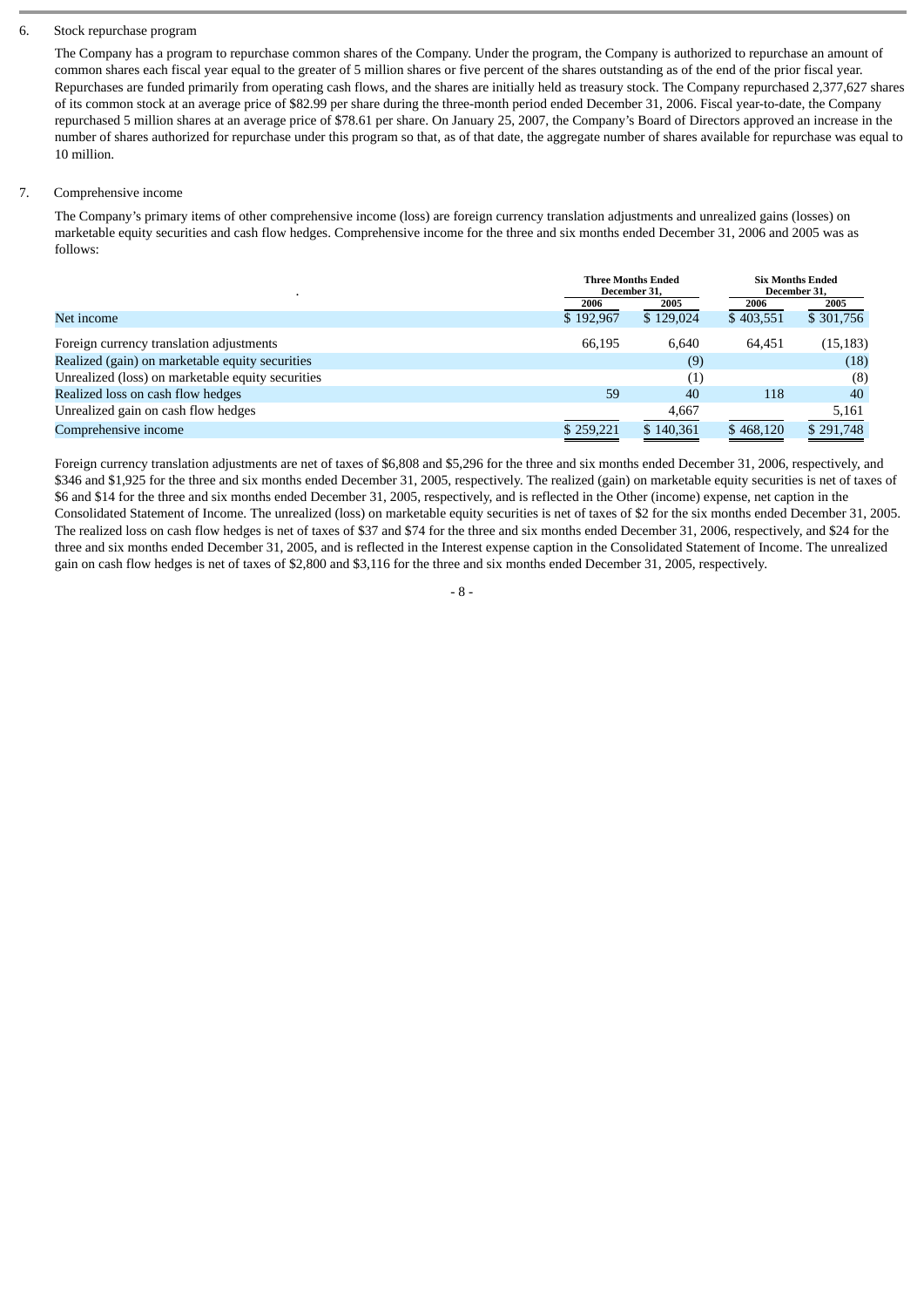6. Stock repurchase program

The Company has a program to repurchase common shares of the Company. Under the program, the Company is authorized to repurchase an amount of common shares each fiscal year equal to the greater of 5 million shares or five percent of the shares outstanding as of the end of the prior fiscal year. Repurchases are funded primarily from operating cash flows, and the shares are initially held as treasury stock. The Company repurchased 2,377,627 shares of its common stock at an average price of $82.99 per share during the three-month period ended December 31, 2006. Fiscal year-to-date, the Company repurchased 5 million shares at an average price of $78.61 per share. On January 25, 2007, the Company's Board of Directors approved an increase in the number of shares authorized for repurchase under this program so that, as of that date, the aggregate number of shares available for repurchase was equal to 10 million.

7. Comprehensive income

The Company's primary items of other comprehensive income (loss) are foreign currency translation adjustments and unrealized gains (losses) on marketable equity securities and cash flow hedges. Comprehensive income for the three and six months ended December 31, 2006 and 2005 was as follows:

| | Three Months Ended December 31, | | Six Months Ended December 31, | |
|---|---|---|---|---|
| | 2006 | 2005 | 2006 | 2005 |
| Net income | $ 192,967 | $ 129,024 | $ 403,551 | $ 301,756 |
| Foreign currency translation adjustments | 66,195 | 6,640 | 64,451 | (15,183) |
| Realized (gain) on marketable equity securities | | (9) | | (18) |
| Unrealized (loss) on marketable equity securities | | (1) | | (8) |
| Realized loss on cash flow hedges | 59 | 40 | 118 | 40 |
| Unrealized gain on cash flow hedges | | 4,667 | | 5,161 |
| Comprehensive income | $ 259,221 | $ 140,361 | $ 468,120 | $ 291,748 |

Foreign currency translation adjustments are net of taxes of $6,808 and $5,296 for the three and six months ended December 31, 2006, respectively, and $346 and $1,925 for the three and six months ended December 31, 2005, respectively. The realized (gain) on marketable equity securities is net of taxes of $6 and $14 for the three and six months ended December 31, 2005, respectively, and is reflected in the Other (income) expense, net caption in the Consolidated Statement of Income. The unrealized (loss) on marketable equity securities is net of taxes of $2 for the six months ended December 31, 2005. The realized loss on cash flow hedges is net of taxes of $37 and $74 for the three and six months ended December 31, 2006, respectively, and $24 for the three and six months ended December 31, 2005, and is reflected in the Interest expense caption in the Consolidated Statement of Income. The unrealized gain on cash flow hedges is net of taxes of $2,800 and $3,116 for the three and six months ended December 31, 2005, respectively.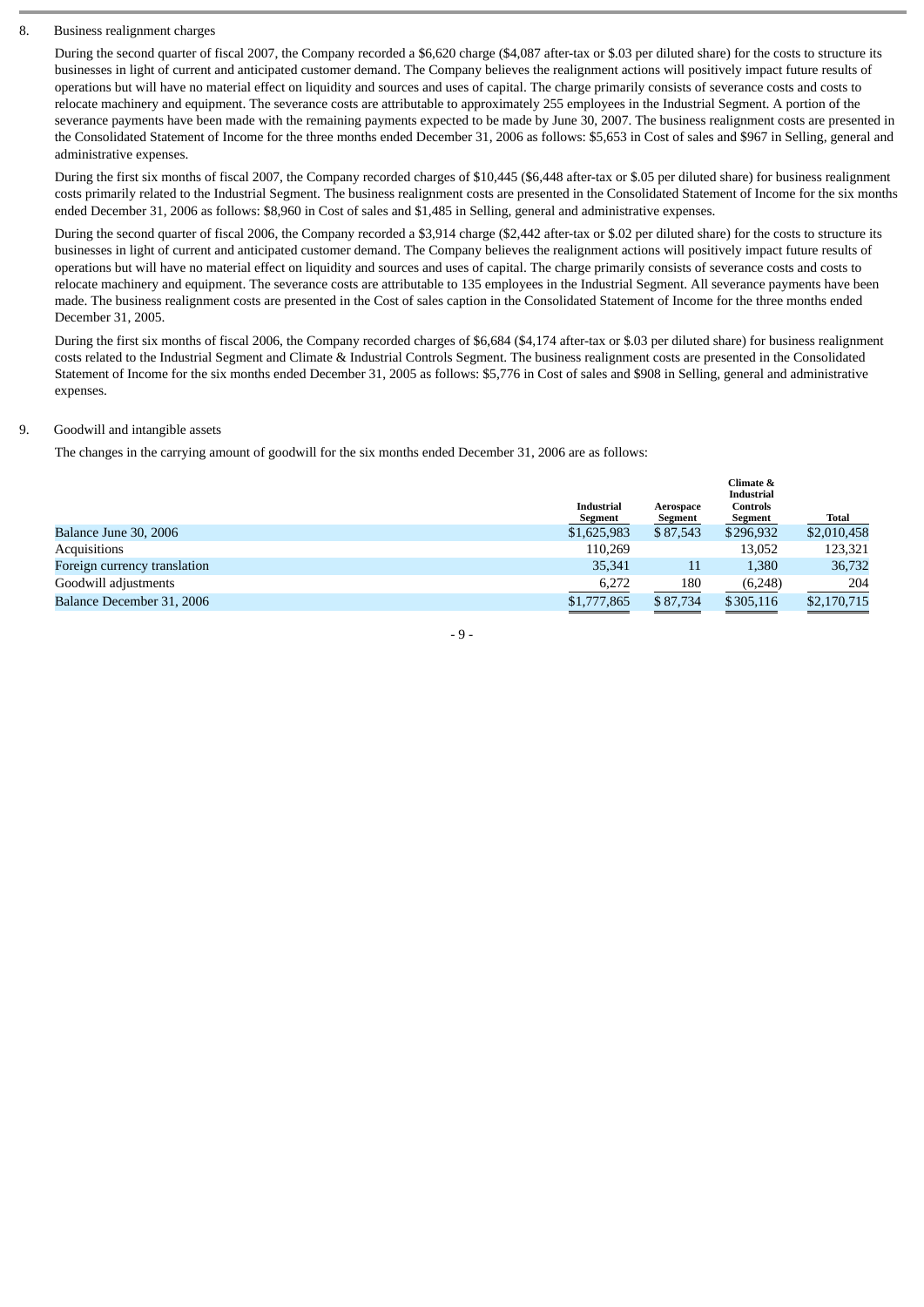8. Business realignment charges

During the second quarter of fiscal 2007, the Company recorded a $6,620 charge ($4,087 after-tax or $.03 per diluted share) for the costs to structure its businesses in light of current and anticipated customer demand. The Company believes the realignment actions will positively impact future results of operations but will have no material effect on liquidity and sources and uses of capital. The charge primarily consists of severance costs and costs to relocate machinery and equipment. The severance costs are attributable to approximately 255 employees in the Industrial Segment. A portion of the severance payments have been made with the remaining payments expected to be made by June 30, 2007. The business realignment costs are presented in the Consolidated Statement of Income for the three months ended December 31, 2006 as follows: $5,653 in Cost of sales and $967 in Selling, general and administrative expenses.

During the first six months of fiscal 2007, the Company recorded charges of $10,445 ($6,448 after-tax or $.05 per diluted share) for business realignment costs primarily related to the Industrial Segment. The business realignment costs are presented in the Consolidated Statement of Income for the six months ended December 31, 2006 as follows: $8,960 in Cost of sales and $1,485 in Selling, general and administrative expenses.

During the second quarter of fiscal 2006, the Company recorded a $3,914 charge ($2,442 after-tax or $.02 per diluted share) for the costs to structure its businesses in light of current and anticipated customer demand. The Company believes the realignment actions will positively impact future results of operations but will have no material effect on liquidity and sources and uses of capital. The charge primarily consists of severance costs and costs to relocate machinery and equipment. The severance costs are attributable to 135 employees in the Industrial Segment. All severance payments have been made. The business realignment costs are presented in the Cost of sales caption in the Consolidated Statement of Income for the three months ended December 31, 2005.

During the first six months of fiscal 2006, the Company recorded charges of $6,684 ($4,174 after-tax or $.03 per diluted share) for business realignment costs related to the Industrial Segment and Climate & Industrial Controls Segment. The business realignment costs are presented in the Consolidated Statement of Income for the six months ended December 31, 2005 as follows: $5,776 in Cost of sales and $908 in Selling, general and administrative expenses.

9. Goodwill and intangible assets

The changes in the carrying amount of goodwill for the six months ended December 31, 2006 are as follows:

| | Industrial Segment | Aerospace Segment | Climate & Industrial Controls Segment | Total |
|---|---|---|---|---|
| Balance June 30, 2006 | $1,625,983 | $ 87,543 | $296,932 | $2,010,458 |
| Acquisitions | 110,269 | | 13,052 | 123,321 |
| Foreign currency translation | 35,341 | 11 | 1,380 | 36,732 |
| Goodwill adjustments | 6,272 | 180 | (6,248) | 204 |
| Balance December 31, 2006 | $1,777,865 | $ 87,734 | $305,116 | $2,170,715 |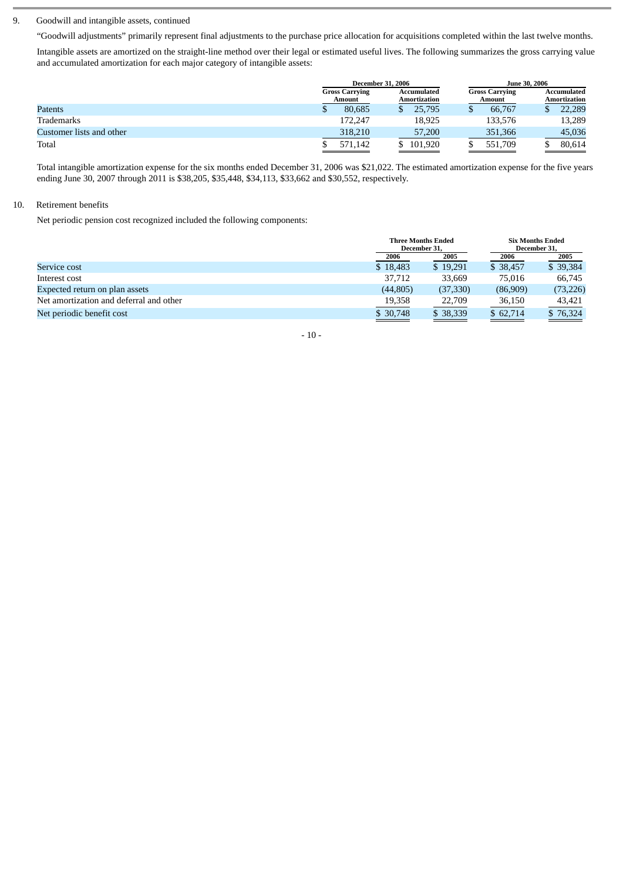9. Goodwill and intangible assets, continued

"Goodwill adjustments" primarily represent final adjustments to the purchase price allocation for acquisitions completed within the last twelve months.

Intangible assets are amortized on the straight-line method over their legal or estimated useful lives. The following summarizes the gross carrying value and accumulated amortization for each major category of intangible assets:

| | December 31, 2006 | | June 30, 2006 | |
|---|---|---|---|---|
| | Gross Carrying Amount | Accumulated Amortization | Gross Carrying Amount | Accumulated Amortization |
| Patents | $ 80,685 | $ 25,795 | $ 66,767 | $ 22,289 |
| Trademarks | 172,247 | 18,925 | 133,576 | 13,289 |
| Customer lists and other | 318,210 | 57,200 | 351,366 | 45,036 |
| Total | $ 571,142 | $ 101,920 | $ 551,709 | $ 80,614 |

Total intangible amortization expense for the six months ended December 31, 2006 was $21,022. The estimated amortization expense for the five years ending June 30, 2007 through 2011 is $38,205, $35,448, $34,113, $33,662 and $30,552, respectively.

10. Retirement benefits

Net periodic pension cost recognized included the following components:

| | Three Months Ended December 31, | | Six Months Ended December 31, | |
|---|---|---|---|---|
| | 2006 | 2005 | 2006 | 2005 |
| Service cost | $ 18,483 | $ 19,291 | $ 38,457 | $ 39,384 |
| Interest cost | 37,712 | 33,669 | 75,016 | 66,745 |
| Expected return on plan assets | (44,805) | (37,330) | (86,909) | (73,226) |
| Net amortization and deferral and other | 19,358 | 22,709 | 36,150 | 43,421 |
| Net periodic benefit cost | $ 30,748 | $ 38,339 | $ 62,714 | $ 76,324 |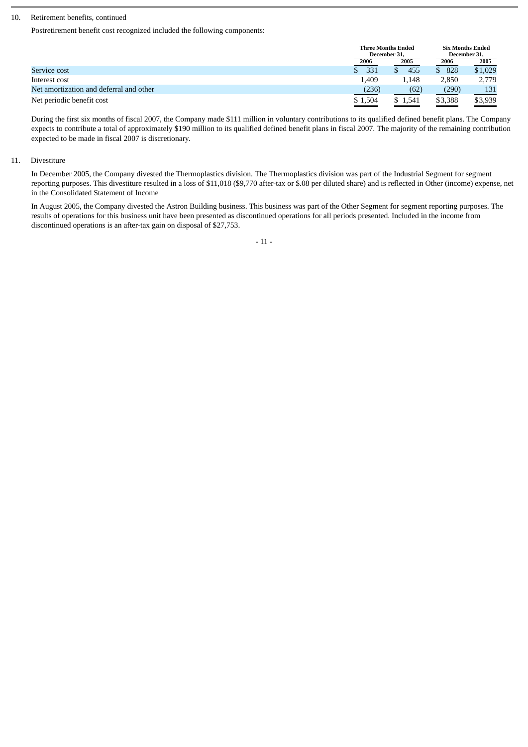10. Retirement benefits, continued

Postretirement benefit cost recognized included the following components:

| | Three Months Ended December 31, | | Six Months Ended December 31, | |
|---|---|---|---|---|
| | 2006 | 2005 | 2006 | 2005 |
| Service cost | $ 331 | $ 455 | $ 828 | $1,029 |
| Interest cost | 1,409 | 1,148 | 2,850 | 2,779 |
| Net amortization and deferral and other | (236) | (62) | (290) | 131 |
| Net periodic benefit cost | $ 1,504 | $ 1,541 | $3,388 | $3,939 |

During the first six months of fiscal 2007, the Company made $111 million in voluntary contributions to its qualified defined benefit plans. The Company expects to contribute a total of approximately $190 million to its qualified defined benefit plans in fiscal 2007. The majority of the remaining contribution expected to be made in fiscal 2007 is discretionary.

11. Divestiture

In December 2005, the Company divested the Thermoplastics division. The Thermoplastics division was part of the Industrial Segment for segment reporting purposes. This divestiture resulted in a loss of $11,018 ($9,770 after-tax or $.08 per diluted share) and is reflected in Other (income) expense, net in the Consolidated Statement of Income

In August 2005, the Company divested the Astron Building business. This business was part of the Other Segment for segment reporting purposes. The results of operations for this business unit have been presented as discontinued operations for all periods presented. Included in the income from discontinued operations is an after-tax gain on disposal of $27,753.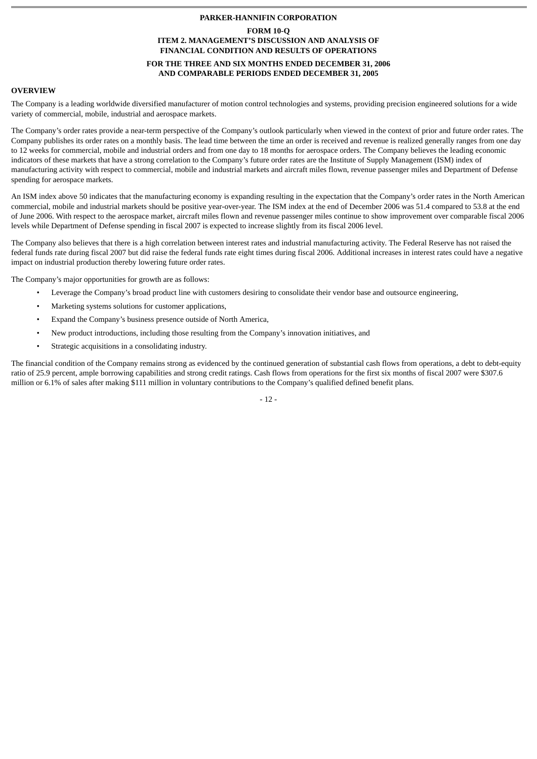**PARKER-HANNIFIN CORPORATION**

**FORM 10-Q**
**ITEM 2. MANAGEMENT'S DISCUSSION AND ANALYSIS OF FINANCIAL CONDITION AND RESULTS OF OPERATIONS**

**FOR THE THREE AND SIX MONTHS ENDED DECEMBER 31, 2006 AND COMPARABLE PERIODS ENDED DECEMBER 31, 2005**

## OVERVIEW

The Company is a leading worldwide diversified manufacturer of motion control technologies and systems, providing precision engineered solutions for a wide variety of commercial, mobile, industrial and aerospace markets.

The Company's order rates provide a near-term perspective of the Company's outlook particularly when viewed in the context of prior and future order rates. The Company publishes its order rates on a monthly basis. The lead time between the time an order is received and revenue is realized generally ranges from one day to 12 weeks for commercial, mobile and industrial orders and from one day to 18 months for aerospace orders. The Company believes the leading economic indicators of these markets that have a strong correlation to the Company's future order rates are the Institute of Supply Management (ISM) index of manufacturing activity with respect to commercial, mobile and industrial markets and aircraft miles flown, revenue passenger miles and Department of Defense spending for aerospace markets.

An ISM index above 50 indicates that the manufacturing economy is expanding resulting in the expectation that the Company's order rates in the North American commercial, mobile and industrial markets should be positive year-over-year. The ISM index at the end of December 2006 was 51.4 compared to 53.8 at the end of June 2006. With respect to the aerospace market, aircraft miles flown and revenue passenger miles continue to show improvement over comparable fiscal 2006 levels while Department of Defense spending in fiscal 2007 is expected to increase slightly from its fiscal 2006 level.

The Company also believes that there is a high correlation between interest rates and industrial manufacturing activity. The Federal Reserve has not raised the federal funds rate during fiscal 2007 but did raise the federal funds rate eight times during fiscal 2006. Additional increases in interest rates could have a negative impact on industrial production thereby lowering future order rates.

The Company's major opportunities for growth are as follows:

- Leverage the Company's broad product line with customers desiring to consolidate their vendor base and outsource engineering,
- Marketing systems solutions for customer applications,
- Expand the Company's business presence outside of North America,
- New product introductions, including those resulting from the Company's innovation initiatives, and
- Strategic acquisitions in a consolidating industry.

The financial condition of the Company remains strong as evidenced by the continued generation of substantial cash flows from operations, a debt to debt-equity ratio of 25.9 percent, ample borrowing capabilities and strong credit ratings. Cash flows from operations for the first six months of fiscal 2007 were $307.6 million or 6.1% of sales after making $111 million in voluntary contributions to the Company's qualified defined benefit plans.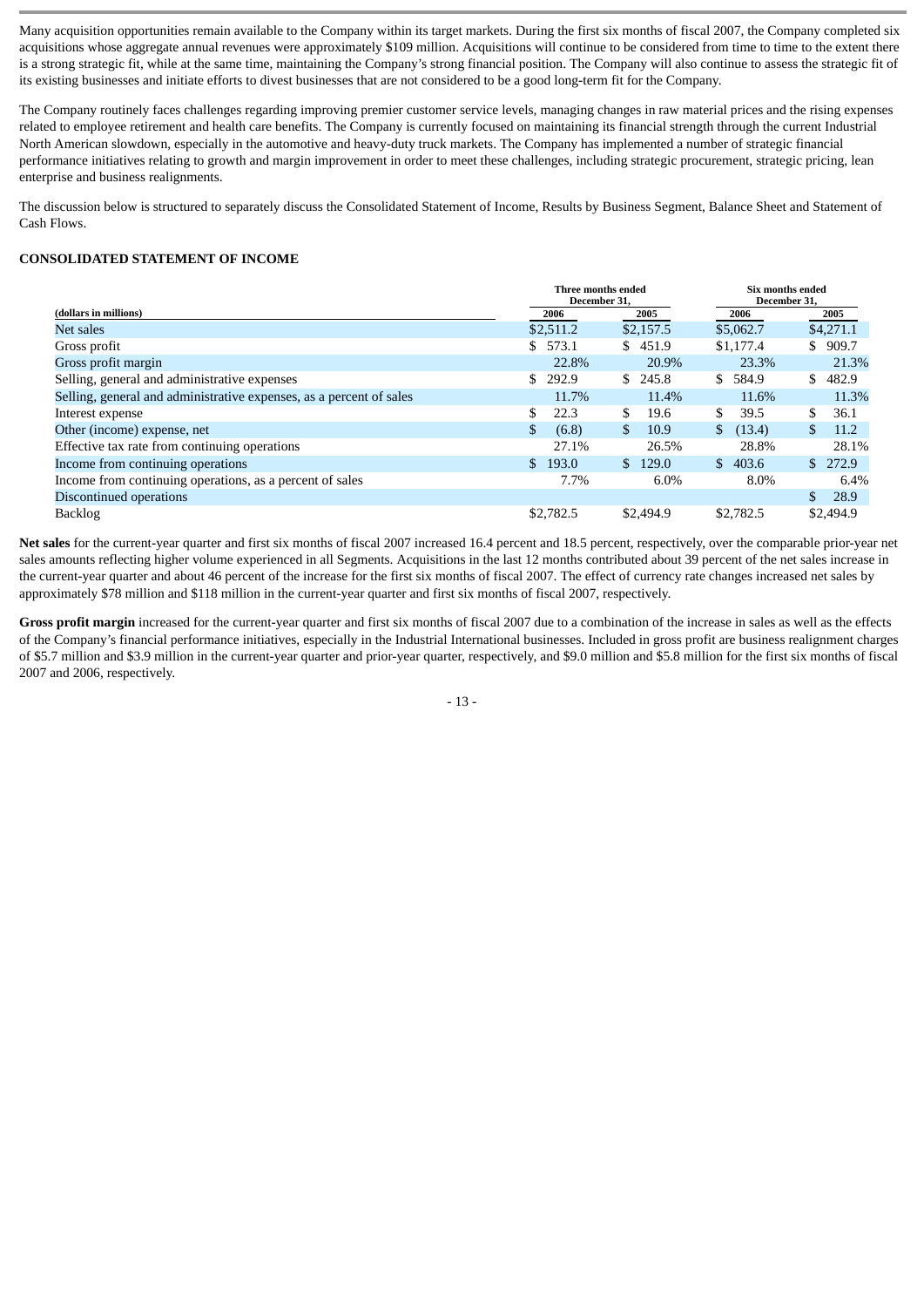Many acquisition opportunities remain available to the Company within its target markets. During the first six months of fiscal 2007, the Company completed six acquisitions whose aggregate annual revenues were approximately $109 million. Acquisitions will continue to be considered from time to time to the extent there is a strong strategic fit, while at the same time, maintaining the Company's strong financial position. The Company will also continue to assess the strategic fit of its existing businesses and initiate efforts to divest businesses that are not considered to be a good long-term fit for the Company.

The Company routinely faces challenges regarding improving premier customer service levels, managing changes in raw material prices and the rising expenses related to employee retirement and health care benefits. The Company is currently focused on maintaining its financial strength through the current Industrial North American slowdown, especially in the automotive and heavy-duty truck markets. The Company has implemented a number of strategic financial performance initiatives relating to growth and margin improvement in order to meet these challenges, including strategic procurement, strategic pricing, lean enterprise and business realignments.

The discussion below is structured to separately discuss the Consolidated Statement of Income, Results by Business Segment, Balance Sheet and Statement of Cash Flows.

**CONSOLIDATED STATEMENT OF INCOME**

| (dollars in millions) | Three months ended December 31, | | Six months ended December 31, | |
|---|---|---|---|---|
| | 2006 | 2005 | 2006 | 2005 |
| Net sales | $2,511.2 | $2,157.5 | $5,062.7 | $4,271.1 |
| Gross profit | $ 573.1 | $ 451.9 | $1,177.4 | $ 909.7 |
| Gross profit margin | 22.8% | 20.9% | 23.3% | 21.3% |
| Selling, general and administrative expenses | $ 292.9 | $ 245.8 | $ 584.9 | $ 482.9 |
| Selling, general and administrative expenses, as a percent of sales | 11.7% | 11.4% | 11.6% | 11.3% |
| Interest expense | $ 22.3 | $ 19.6 | $ 39.5 | $ 36.1 |
| Other (income) expense, net | $ (6.8) | $ 10.9 | $ (13.4) | $ 11.2 |
| Effective tax rate from continuing operations | 27.1% | 26.5% | 28.8% | 28.1% |
| Income from continuing operations | $ 193.0 | $ 129.0 | $ 403.6 | $ 272.9 |
| Income from continuing operations, as a percent of sales | 7.7% | 6.0% | 8.0% | 6.4% |
| Discontinued operations | | | | $ 28.9 |
| Backlog | $2,782.5 | $2,494.9 | $2,782.5 | $2,494.9 |

**Net sales** for the current-year quarter and first six months of fiscal 2007 increased 16.4 percent and 18.5 percent, respectively, over the comparable prior-year net sales amounts reflecting higher volume experienced in all Segments. Acquisitions in the last 12 months contributed about 39 percent of the net sales increase in the current-year quarter and about 46 percent of the increase for the first six months of fiscal 2007. The effect of currency rate changes increased net sales by approximately $78 million and $118 million in the current-year quarter and first six months of fiscal 2007, respectively.

**Gross profit margin** increased for the current-year quarter and first six months of fiscal 2007 due to a combination of the increase in sales as well as the effects of the Company's financial performance initiatives, especially in the Industrial International businesses. Included in gross profit are business realignment charges of $5.7 million and $3.9 million in the current-year quarter and prior-year quarter, respectively, and $9.0 million and $5.8 million for the first six months of fiscal 2007 and 2006, respectively.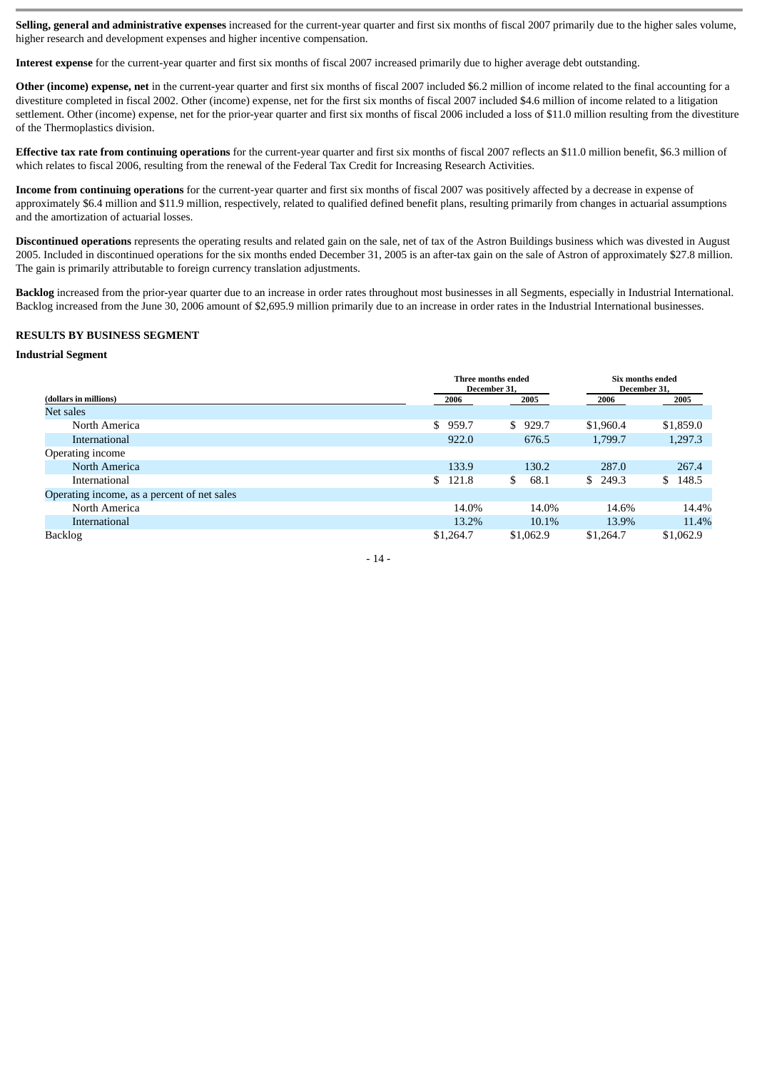**Selling, general and administrative expenses** increased for the current-year quarter and first six months of fiscal 2007 primarily due to the higher sales volume, higher research and development expenses and higher incentive compensation.

**Interest expense** for the current-year quarter and first six months of fiscal 2007 increased primarily due to higher average debt outstanding.

**Other (income) expense, net** in the current-year quarter and first six months of fiscal 2007 included $6.2 million of income related to the final accounting for a divestiture completed in fiscal 2002. Other (income) expense, net for the first six months of fiscal 2007 included $4.6 million of income related to a litigation settlement. Other (income) expense, net for the prior-year quarter and first six months of fiscal 2006 included a loss of $11.0 million resulting from the divestiture of the Thermoplastics division.

**Effective tax rate from continuing operations** for the current-year quarter and first six months of fiscal 2007 reflects an $11.0 million benefit, $6.3 million of which relates to fiscal 2006, resulting from the renewal of the Federal Tax Credit for Increasing Research Activities.

**Income from continuing operations** for the current-year quarter and first six months of fiscal 2007 was positively affected by a decrease in expense of approximately $6.4 million and $11.9 million, respectively, related to qualified defined benefit plans, resulting primarily from changes in actuarial assumptions and the amortization of actuarial losses.

**Discontinued operations** represents the operating results and related gain on the sale, net of tax of the Astron Buildings business which was divested in August 2005. Included in discontinued operations for the six months ended December 31, 2005 is an after-tax gain on the sale of Astron of approximately $27.8 million. The gain is primarily attributable to foreign currency translation adjustments.

**Backlog** increased from the prior-year quarter due to an increase in order rates throughout most businesses in all Segments, especially in Industrial International. Backlog increased from the June 30, 2006 amount of $2,695.9 million primarily due to an increase in order rates in the Industrial International businesses.

## RESULTS BY BUSINESS SEGMENT

### Industrial Segment

| (dollars in millions) | Three months ended December 31, 2006 | Three months ended December 31, 2005 | Six months ended December 31, 2006 | Six months ended December 31, 2005 |
|---|---|---|---|---|
| Net sales | | | | |
| North America | $ 959.7 | $ 929.7 | $1,960.4 | $1,859.0 |
| International | 922.0 | 676.5 | 1,799.7 | 1,297.3 |
| Operating income | | | | |
| North America | 133.9 | 130.2 | 287.0 | 267.4 |
| International | $ 121.8 | $ 68.1 | $ 249.3 | $ 148.5 |
| Operating income, as a percent of net sales | | | | |
| North America | 14.0% | 14.0% | 14.6% | 14.4% |
| International | 13.2% | 10.1% | 13.9% | 11.4% |
| Backlog | $1,264.7 | $1,062.9 | $1,264.7 | $1,062.9 |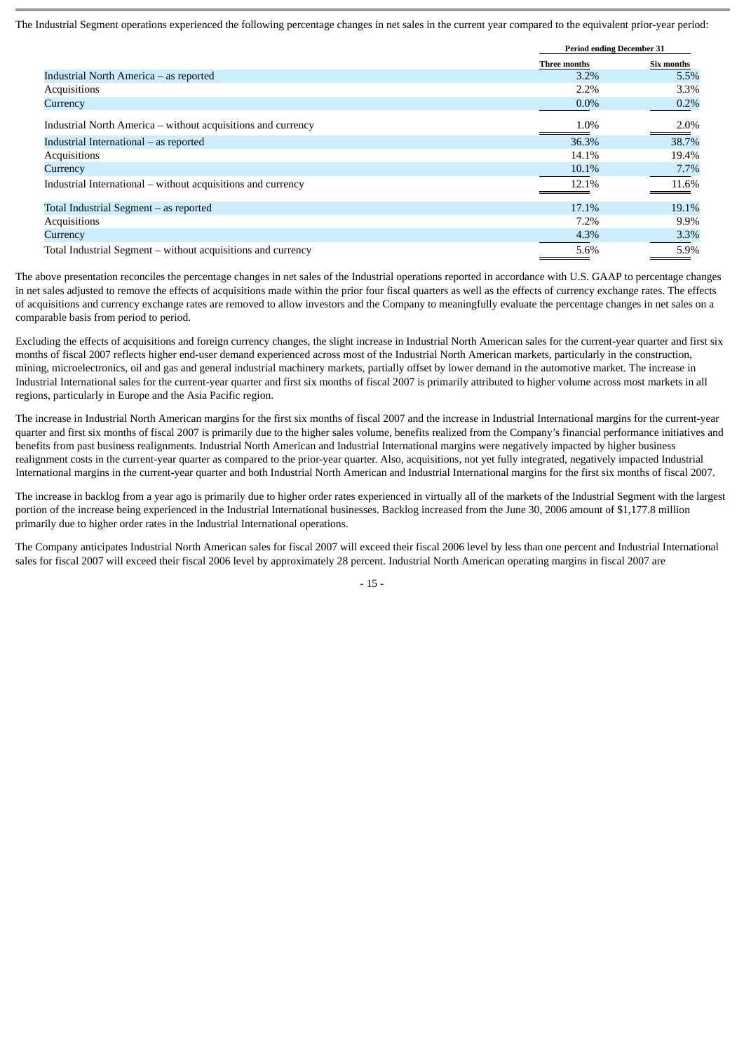The Industrial Segment operations experienced the following percentage changes in net sales in the current year compared to the equivalent prior-year period:

| | Period ending December 31 | |
|---|---|---|
| | Three months | Six months |
| Industrial North America – as reported | 3.2% | 5.5% |
| Acquisitions | 2.2% | 3.3% |
| Currency | 0.0% | 0.2% |
| Industrial North America – without acquisitions and currency | 1.0% | 2.0% |
| Industrial International – as reported | 36.3% | 38.7% |
| Acquisitions | 14.1% | 19.4% |
| Currency | 10.1% | 7.7% |
| Industrial International – without acquisitions and currency | 12.1% | 11.6% |
| Total Industrial Segment – as reported | 17.1% | 19.1% |
| Acquisitions | 7.2% | 9.9% |
| Currency | 4.3% | 3.3% |
| Total Industrial Segment – without acquisitions and currency | 5.6% | 5.9% |

The above presentation reconciles the percentage changes in net sales of the Industrial operations reported in accordance with U.S. GAAP to percentage changes in net sales adjusted to remove the effects of acquisitions made within the prior four fiscal quarters as well as the effects of currency exchange rates. The effects of acquisitions and currency exchange rates are removed to allow investors and the Company to meaningfully evaluate the percentage changes in net sales on a comparable basis from period to period.

Excluding the effects of acquisitions and foreign currency changes, the slight increase in Industrial North American sales for the current-year quarter and first six months of fiscal 2007 reflects higher end-user demand experienced across most of the Industrial North American markets, particularly in the construction, mining, microelectronics, oil and gas and general industrial machinery markets, partially offset by lower demand in the automotive market. The increase in Industrial International sales for the current-year quarter and first six months of fiscal 2007 is primarily attributed to higher volume across most markets in all regions, particularly in Europe and the Asia Pacific region.

The increase in Industrial North American margins for the first six months of fiscal 2007 and the increase in Industrial International margins for the current-year quarter and first six months of fiscal 2007 is primarily due to the higher sales volume, benefits realized from the Company's financial performance initiatives and benefits from past business realignments. Industrial North American and Industrial International margins were negatively impacted by higher business realignment costs in the current-year quarter as compared to the prior-year quarter. Also, acquisitions, not yet fully integrated, negatively impacted Industrial International margins in the current-year quarter and both Industrial North American and Industrial International margins for the first six months of fiscal 2007.

The increase in backlog from a year ago is primarily due to higher order rates experienced in virtually all of the markets of the Industrial Segment with the largest portion of the increase being experienced in the Industrial International businesses. Backlog increased from the June 30, 2006 amount of $1,177.8 million primarily due to higher order rates in the Industrial International operations.

The Company anticipates Industrial North American sales for fiscal 2007 will exceed their fiscal 2006 level by less than one percent and Industrial International sales for fiscal 2007 will exceed their fiscal 2006 level by approximately 28 percent. Industrial North American operating margins in fiscal 2007 are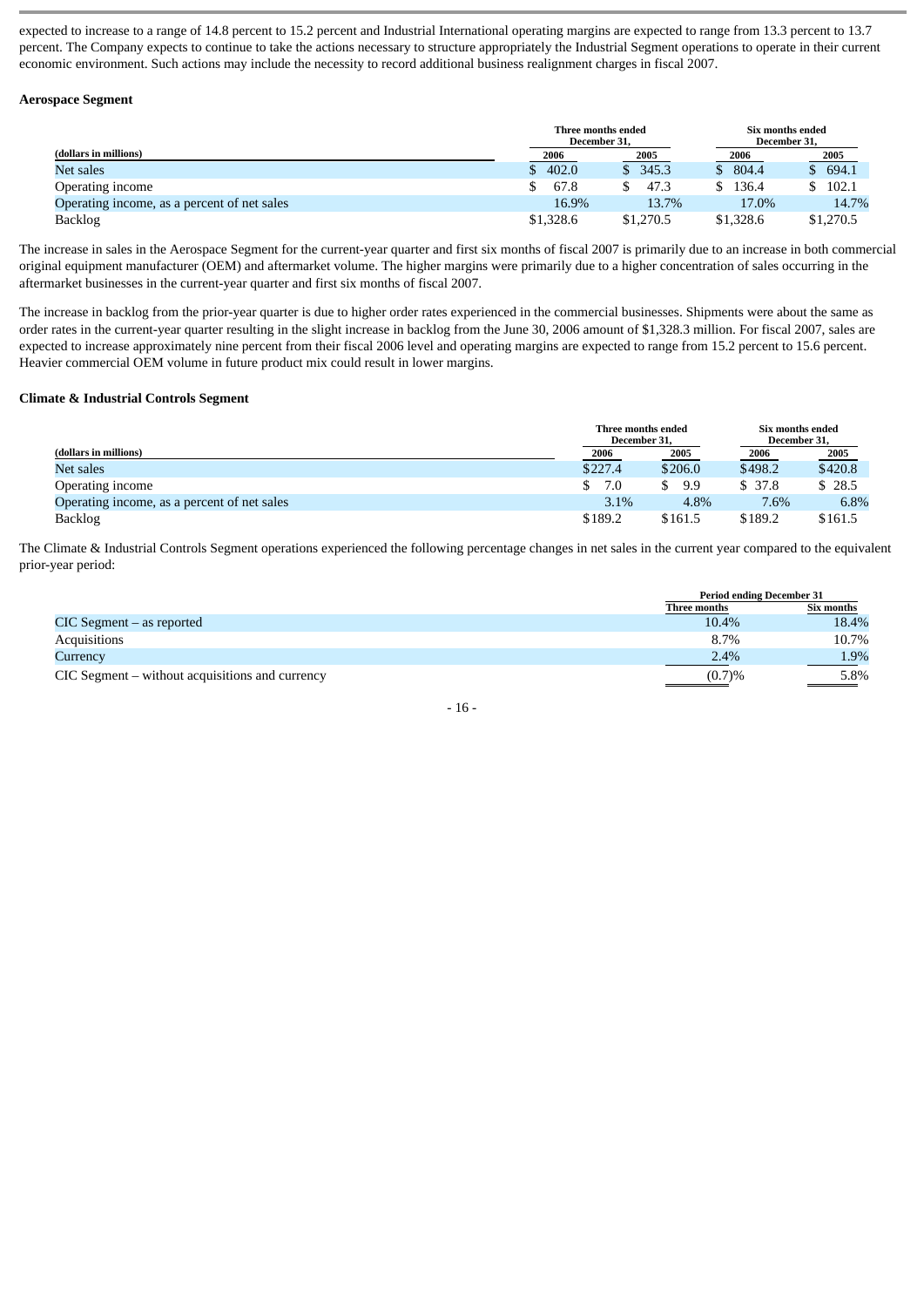expected to increase to a range of 14.8 percent to 15.2 percent and Industrial International operating margins are expected to range from 13.3 percent to 13.7 percent. The Company expects to continue to take the actions necessary to structure appropriately the Industrial Segment operations to operate in their current economic environment. Such actions may include the necessity to record additional business realignment charges in fiscal 2007.

**Aerospace Segment**

| (dollars in millions) | Three months ended December 31, | | Six months ended December 31, | |
|---|---|---|---|---|
| | 2006 | 2005 | 2006 | 2005 |
| Net sales | $ 402.0 | $ 345.3 | $ 804.4 | $ 694.1 |
| Operating income | $ 67.8 | $ 47.3 | $ 136.4 | $ 102.1 |
| Operating income, as a percent of net sales | 16.9% | 13.7% | 17.0% | 14.7% |
| Backlog | $1,328.6 | $1,270.5 | $1,328.6 | $1,270.5 |

The increase in sales in the Aerospace Segment for the current-year quarter and first six months of fiscal 2007 is primarily due to an increase in both commercial original equipment manufacturer (OEM) and aftermarket volume. The higher margins were primarily due to a higher concentration of sales occurring in the aftermarket businesses in the current-year quarter and first six months of fiscal 2007.

The increase in backlog from the prior-year quarter is due to higher order rates experienced in the commercial businesses. Shipments were about the same as order rates in the current-year quarter resulting in the slight increase in backlog from the June 30, 2006 amount of $1,328.3 million. For fiscal 2007, sales are expected to increase approximately nine percent from their fiscal 2006 level and operating margins are expected to range from 15.2 percent to 15.6 percent. Heavier commercial OEM volume in future product mix could result in lower margins.

**Climate & Industrial Controls Segment**

| (dollars in millions) | Three months ended December 31, | | Six months ended December 31, | |
|---|---|---|---|---|
| | 2006 | 2005 | 2006 | 2005 |
| Net sales | $227.4 | $206.0 | $498.2 | $420.8 |
| Operating income | $ 7.0 | $ 9.9 | $ 37.8 | $ 28.5 |
| Operating income, as a percent of net sales | 3.1% | 4.8% | 7.6% | 6.8% |
| Backlog | $189.2 | $161.5 | $189.2 | $161.5 |

The Climate & Industrial Controls Segment operations experienced the following percentage changes in net sales in the current year compared to the equivalent prior-year period:

| | Period ending December 31 | |
|---|---|---|
| | Three months | Six months |
| CIC Segment – as reported | 10.4% | 18.4% |
| Acquisitions | 8.7% | 10.7% |
| Currency | 2.4% | 1.9% |
| CIC Segment – without acquisitions and currency | (0.7)% | 5.8% |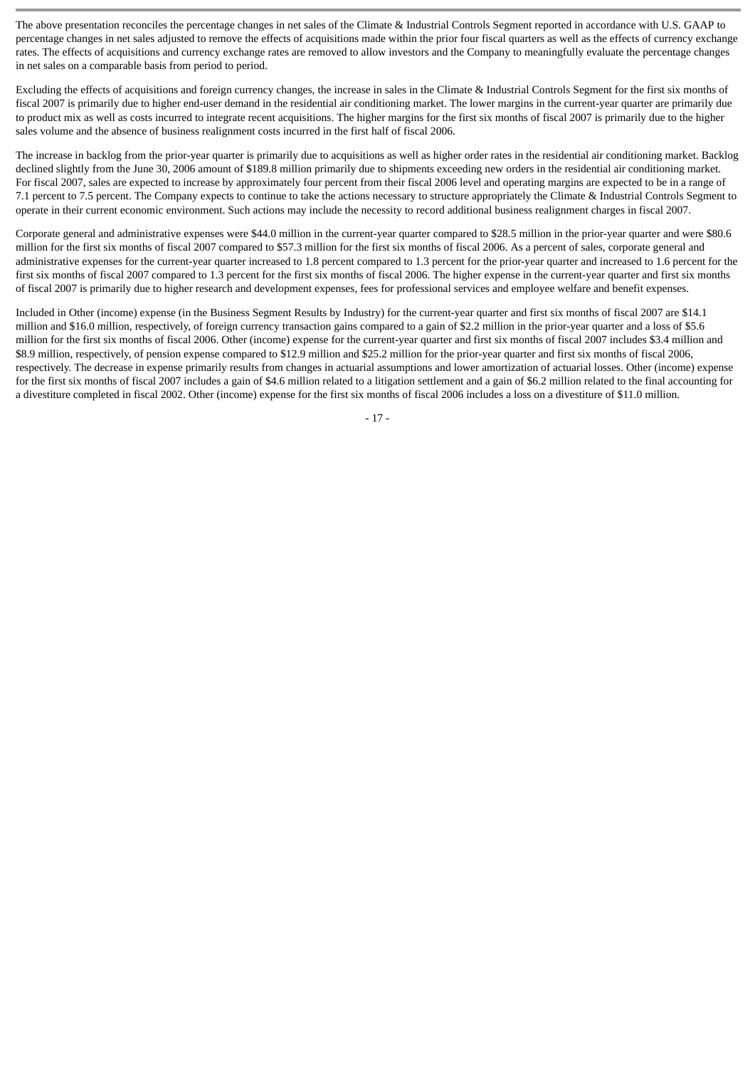The above presentation reconciles the percentage changes in net sales of the Climate & Industrial Controls Segment reported in accordance with U.S. GAAP to percentage changes in net sales adjusted to remove the effects of acquisitions made within the prior four fiscal quarters as well as the effects of currency exchange rates. The effects of acquisitions and currency exchange rates are removed to allow investors and the Company to meaningfully evaluate the percentage changes in net sales on a comparable basis from period to period.

Excluding the effects of acquisitions and foreign currency changes, the increase in sales in the Climate & Industrial Controls Segment for the first six months of fiscal 2007 is primarily due to higher end-user demand in the residential air conditioning market. The lower margins in the current-year quarter are primarily due to product mix as well as costs incurred to integrate recent acquisitions. The higher margins for the first six months of fiscal 2007 is primarily due to the higher sales volume and the absence of business realignment costs incurred in the first half of fiscal 2006.

The increase in backlog from the prior-year quarter is primarily due to acquisitions as well as higher order rates in the residential air conditioning market. Backlog declined slightly from the June 30, 2006 amount of $189.8 million primarily due to shipments exceeding new orders in the residential air conditioning market. For fiscal 2007, sales are expected to increase by approximately four percent from their fiscal 2006 level and operating margins are expected to be in a range of 7.1 percent to 7.5 percent. The Company expects to continue to take the actions necessary to structure appropriately the Climate & Industrial Controls Segment to operate in their current economic environment. Such actions may include the necessity to record additional business realignment charges in fiscal 2007.

Corporate general and administrative expenses were $44.0 million in the current-year quarter compared to $28.5 million in the prior-year quarter and were $80.6 million for the first six months of fiscal 2007 compared to $57.3 million for the first six months of fiscal 2006. As a percent of sales, corporate general and administrative expenses for the current-year quarter increased to 1.8 percent compared to 1.3 percent for the prior-year quarter and increased to 1.6 percent for the first six months of fiscal 2007 compared to 1.3 percent for the first six months of fiscal 2006. The higher expense in the current-year quarter and first six months of fiscal 2007 is primarily due to higher research and development expenses, fees for professional services and employee welfare and benefit expenses.

Included in Other (income) expense (in the Business Segment Results by Industry) for the current-year quarter and first six months of fiscal 2007 are $14.1 million and $16.0 million, respectively, of foreign currency transaction gains compared to a gain of $2.2 million in the prior-year quarter and a loss of $5.6 million for the first six months of fiscal 2006. Other (income) expense for the current-year quarter and first six months of fiscal 2007 includes $3.4 million and $8.9 million, respectively, of pension expense compared to $12.9 million and $25.2 million for the prior-year quarter and first six months of fiscal 2006, respectively. The decrease in expense primarily results from changes in actuarial assumptions and lower amortization of actuarial losses. Other (income) expense for the first six months of fiscal 2007 includes a gain of $4.6 million related to a litigation settlement and a gain of $6.2 million related to the final accounting for a divestiture completed in fiscal 2002. Other (income) expense for the first six months of fiscal 2006 includes a loss on a divestiture of $11.0 million.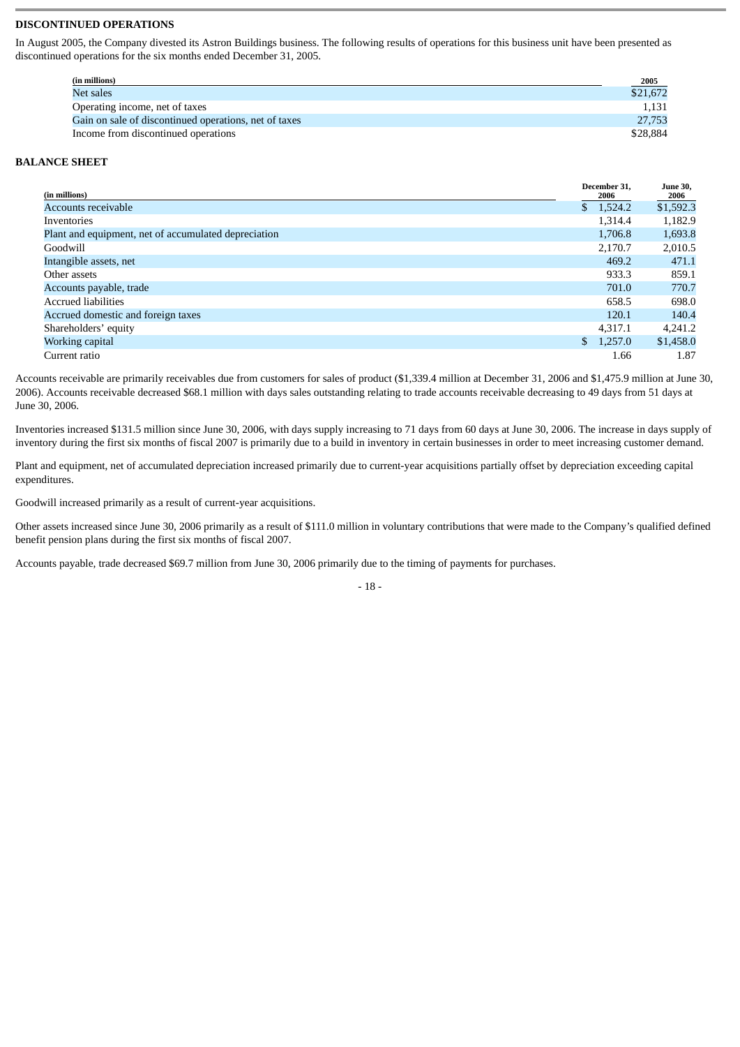**DISCONTINUED OPERATIONS**

In August 2005, the Company divested its Astron Buildings business. The following results of operations for this business unit have been presented as discontinued operations for the six months ended December 31, 2005.

| (in millions) | 2005 |
|---|---|
| Net sales | $21,672 |
| Operating income, net of taxes | 1,131 |
| Gain on sale of discontinued operations, net of taxes | 27,753 |
| Income from discontinued operations | $28,884 |

**BALANCE SHEET**

| (in millions) | December 31, 2006 | June 30, 2006 |
|---|---|---|
| Accounts receivable | $ 1,524.2 | $1,592.3 |
| Inventories | 1,314.4 | 1,182.9 |
| Plant and equipment, net of accumulated depreciation | 1,706.8 | 1,693.8 |
| Goodwill | 2,170.7 | 2,010.5 |
| Intangible assets, net | 469.2 | 471.1 |
| Other assets | 933.3 | 859.1 |
| Accounts payable, trade | 701.0 | 770.7 |
| Accrued liabilities | 658.5 | 698.0 |
| Accrued domestic and foreign taxes | 120.1 | 140.4 |
| Shareholders' equity | 4,317.1 | 4,241.2 |
| Working capital | $ 1,257.0 | $1,458.0 |
| Current ratio | 1.66 | 1.87 |

Accounts receivable are primarily receivables due from customers for sales of product ($1,339.4 million at December 31, 2006 and $1,475.9 million at June 30, 2006). Accounts receivable decreased $68.1 million with days sales outstanding relating to trade accounts receivable decreasing to 49 days from 51 days at June 30, 2006.

Inventories increased $131.5 million since June 30, 2006, with days supply increasing to 71 days from 60 days at June 30, 2006. The increase in days supply of inventory during the first six months of fiscal 2007 is primarily due to a build in inventory in certain businesses in order to meet increasing customer demand.

Plant and equipment, net of accumulated depreciation increased primarily due to current-year acquisitions partially offset by depreciation exceeding capital expenditures.

Goodwill increased primarily as a result of current-year acquisitions.

Other assets increased since June 30, 2006 primarily as a result of $111.0 million in voluntary contributions that were made to the Company's qualified defined benefit pension plans during the first six months of fiscal 2007.

Accounts payable, trade decreased $69.7 million from June 30, 2006 primarily due to the timing of payments for purchases.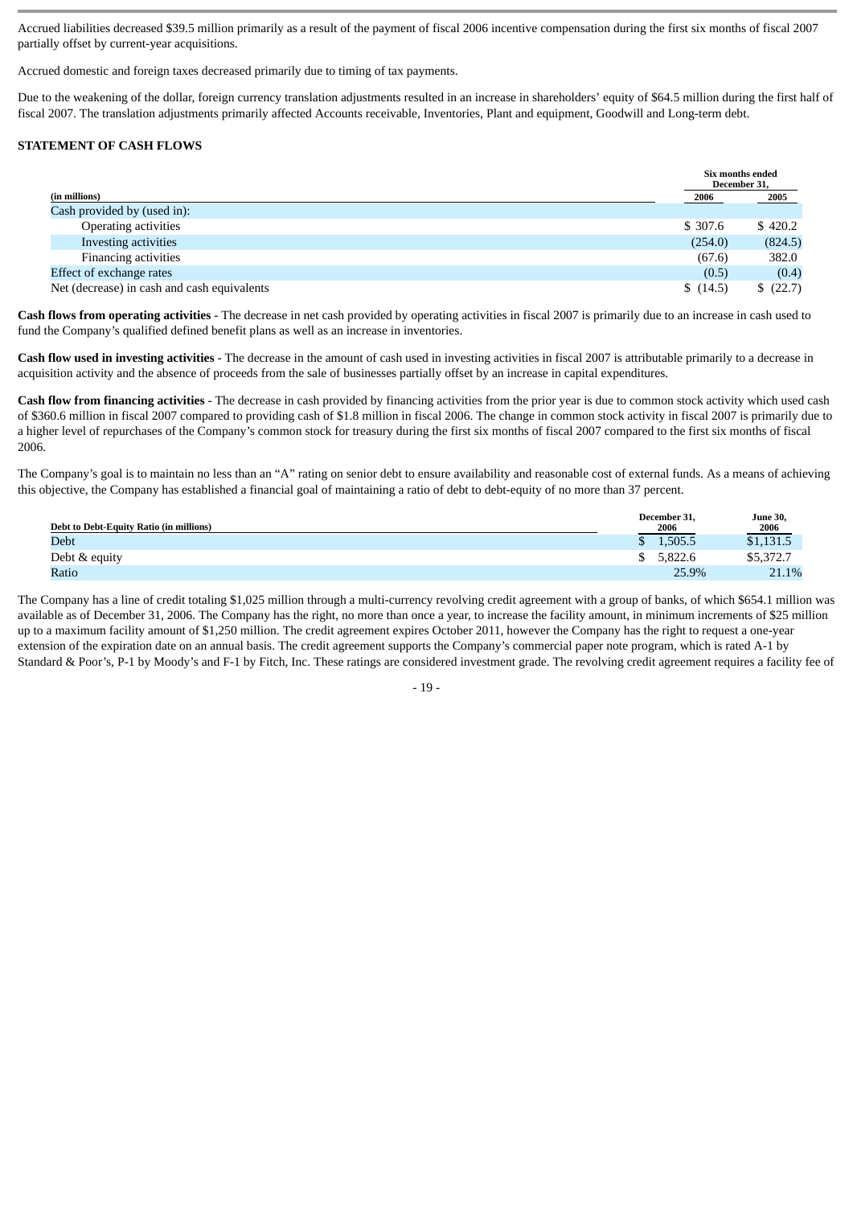Accrued liabilities decreased $39.5 million primarily as a result of the payment of fiscal 2006 incentive compensation during the first six months of fiscal 2007 partially offset by current-year acquisitions.

Accrued domestic and foreign taxes decreased primarily due to timing of tax payments.

Due to the weakening of the dollar, foreign currency translation adjustments resulted in an increase in shareholders' equity of $64.5 million during the first half of fiscal 2007. The translation adjustments primarily affected Accounts receivable, Inventories, Plant and equipment, Goodwill and Long-term debt.

**STATEMENT OF CASH FLOWS**

| (in millions) | Six months ended December 31, 2006 | 2005 |
|---|---|---|
| Cash provided by (used in): | | |
| Operating activities | $ 307.6 | $ 420.2 |
| Investing activities | (254.0) | (824.5) |
| Financing activities | (67.6) | 382.0 |
| Effect of exchange rates | (0.5) | (0.4) |
| Net (decrease) in cash and cash equivalents | $ (14.5) | $ (22.7) |

**Cash flows from operating activities** - The decrease in net cash provided by operating activities in fiscal 2007 is primarily due to an increase in cash used to fund the Company's qualified defined benefit plans as well as an increase in inventories.

**Cash flow used in investing activities** - The decrease in the amount of cash used in investing activities in fiscal 2007 is attributable primarily to a decrease in acquisition activity and the absence of proceeds from the sale of businesses partially offset by an increase in capital expenditures.

**Cash flow from financing activities** - The decrease in cash provided by financing activities from the prior year is due to common stock activity which used cash of $360.6 million in fiscal 2007 compared to providing cash of $1.8 million in fiscal 2006. The change in common stock activity in fiscal 2007 is primarily due to a higher level of repurchases of the Company's common stock for treasury during the first six months of fiscal 2007 compared to the first six months of fiscal 2006.

The Company's goal is to maintain no less than an "A" rating on senior debt to ensure availability and reasonable cost of external funds. As a means of achieving this objective, the Company has established a financial goal of maintaining a ratio of debt to debt-equity of no more than 37 percent.

| Debt to Debt-Equity Ratio (in millions) | December 31, 2006 | June 30, 2006 |
|---|---|---|
| Debt | $ 1,505.5 | $1,131.5 |
| Debt & equity | $ 5,822.6 | $5,372.7 |
| Ratio | 25.9% | 21.1% |

The Company has a line of credit totaling $1,025 million through a multi-currency revolving credit agreement with a group of banks, of which $654.1 million was available as of December 31, 2006. The Company has the right, no more than once a year, to increase the facility amount, in minimum increments of $25 million up to a maximum facility amount of $1,250 million. The credit agreement expires October 2011, however the Company has the right to request a one-year extension of the expiration date on an annual basis. The credit agreement supports the Company's commercial paper note program, which is rated A-1 by Standard & Poor's, P-1 by Moody's and F-1 by Fitch, Inc. These ratings are considered investment grade. The revolving credit agreement requires a facility fee of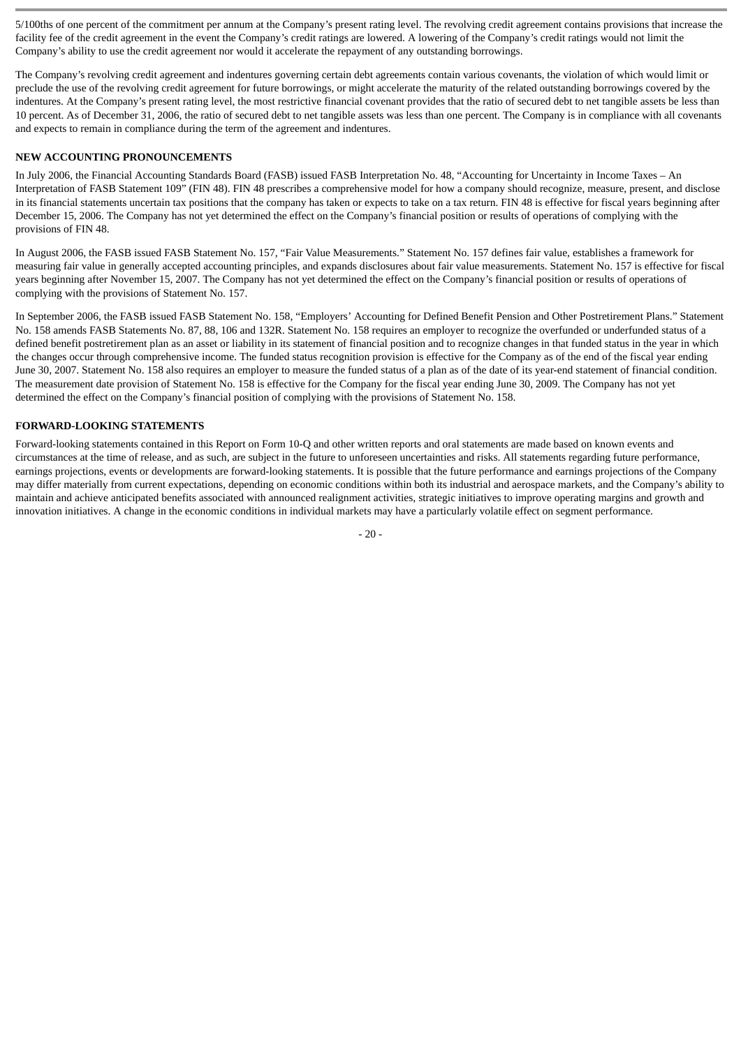5/100ths of one percent of the commitment per annum at the Company's present rating level. The revolving credit agreement contains provisions that increase the facility fee of the credit agreement in the event the Company's credit ratings are lowered. A lowering of the Company's credit ratings would not limit the Company's ability to use the credit agreement nor would it accelerate the repayment of any outstanding borrowings.

The Company's revolving credit agreement and indentures governing certain debt agreements contain various covenants, the violation of which would limit or preclude the use of the revolving credit agreement for future borrowings, or might accelerate the maturity of the related outstanding borrowings covered by the indentures. At the Company's present rating level, the most restrictive financial covenant provides that the ratio of secured debt to net tangible assets be less than 10 percent. As of December 31, 2006, the ratio of secured debt to net tangible assets was less than one percent. The Company is in compliance with all covenants and expects to remain in compliance during the term of the agreement and indentures.

**NEW ACCOUNTING PRONOUNCEMENTS**

In July 2006, the Financial Accounting Standards Board (FASB) issued FASB Interpretation No. 48, "Accounting for Uncertainty in Income Taxes – An Interpretation of FASB Statement 109" (FIN 48). FIN 48 prescribes a comprehensive model for how a company should recognize, measure, present, and disclose in its financial statements uncertain tax positions that the company has taken or expects to take on a tax return. FIN 48 is effective for fiscal years beginning after December 15, 2006. The Company has not yet determined the effect on the Company's financial position or results of operations of complying with the provisions of FIN 48.

In August 2006, the FASB issued FASB Statement No. 157, "Fair Value Measurements." Statement No. 157 defines fair value, establishes a framework for measuring fair value in generally accepted accounting principles, and expands disclosures about fair value measurements. Statement No. 157 is effective for fiscal years beginning after November 15, 2007. The Company has not yet determined the effect on the Company's financial position or results of operations of complying with the provisions of Statement No. 157.

In September 2006, the FASB issued FASB Statement No. 158, "Employers' Accounting for Defined Benefit Pension and Other Postretirement Plans." Statement No. 158 amends FASB Statements No. 87, 88, 106 and 132R. Statement No. 158 requires an employer to recognize the overfunded or underfunded status of a defined benefit postretirement plan as an asset or liability in its statement of financial position and to recognize changes in that funded status in the year in which the changes occur through comprehensive income. The funded status recognition provision is effective for the Company as of the end of the fiscal year ending June 30, 2007. Statement No. 158 also requires an employer to measure the funded status of a plan as of the date of its year-end statement of financial condition. The measurement date provision of Statement No. 158 is effective for the Company for the fiscal year ending June 30, 2009. The Company has not yet determined the effect on the Company's financial position of complying with the provisions of Statement No. 158.

**FORWARD-LOOKING STATEMENTS**

Forward-looking statements contained in this Report on Form 10-Q and other written reports and oral statements are made based on known events and circumstances at the time of release, and as such, are subject in the future to unforeseen uncertainties and risks. All statements regarding future performance, earnings projections, events or developments are forward-looking statements. It is possible that the future performance and earnings projections of the Company may differ materially from current expectations, depending on economic conditions within both its industrial and aerospace markets, and the Company's ability to maintain and achieve anticipated benefits associated with announced realignment activities, strategic initiatives to improve operating margins and growth and innovation initiatives. A change in the economic conditions in individual markets may have a particularly volatile effect on segment performance.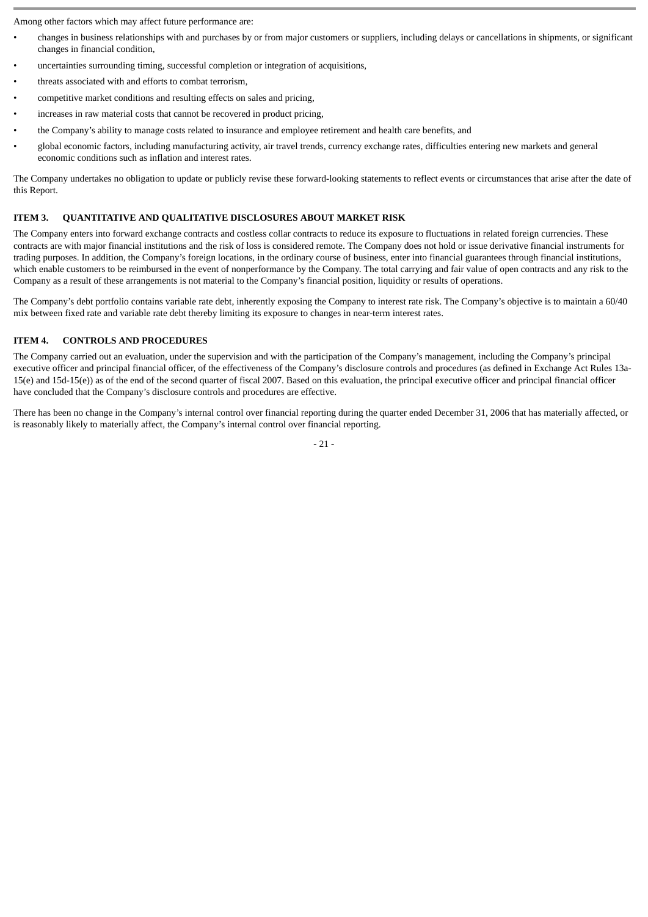Among other factors which may affect future performance are:

- changes in business relationships with and purchases by or from major customers or suppliers, including delays or cancellations in shipments, or significant changes in financial condition,
- uncertainties surrounding timing, successful completion or integration of acquisitions,
- threats associated with and efforts to combat terrorism,
- competitive market conditions and resulting effects on sales and pricing,
- increases in raw material costs that cannot be recovered in product pricing,
- the Company's ability to manage costs related to insurance and employee retirement and health care benefits, and
- global economic factors, including manufacturing activity, air travel trends, currency exchange rates, difficulties entering new markets and general economic conditions such as inflation and interest rates.

The Company undertakes no obligation to update or publicly revise these forward-looking statements to reflect events or circumstances that arise after the date of this Report.

## ITEM 3. QUANTITATIVE AND QUALITATIVE DISCLOSURES ABOUT MARKET RISK

The Company enters into forward exchange contracts and costless collar contracts to reduce its exposure to fluctuations in related foreign currencies. These contracts are with major financial institutions and the risk of loss is considered remote. The Company does not hold or issue derivative financial instruments for trading purposes. In addition, the Company's foreign locations, in the ordinary course of business, enter into financial guarantees through financial institutions, which enable customers to be reimbursed in the event of nonperformance by the Company. The total carrying and fair value of open contracts and any risk to the Company as a result of these arrangements is not material to the Company's financial position, liquidity or results of operations.

The Company's debt portfolio contains variable rate debt, inherently exposing the Company to interest rate risk. The Company's objective is to maintain a 60/40 mix between fixed rate and variable rate debt thereby limiting its exposure to changes in near-term interest rates.

## ITEM 4. CONTROLS AND PROCEDURES

The Company carried out an evaluation, under the supervision and with the participation of the Company's management, including the Company's principal executive officer and principal financial officer, of the effectiveness of the Company's disclosure controls and procedures (as defined in Exchange Act Rules 13a-15(e) and 15d-15(e)) as of the end of the second quarter of fiscal 2007. Based on this evaluation, the principal executive officer and principal financial officer have concluded that the Company's disclosure controls and procedures are effective.

There has been no change in the Company's internal control over financial reporting during the quarter ended December 31, 2006 that has materially affected, or is reasonably likely to materially affect, the Company's internal control over financial reporting.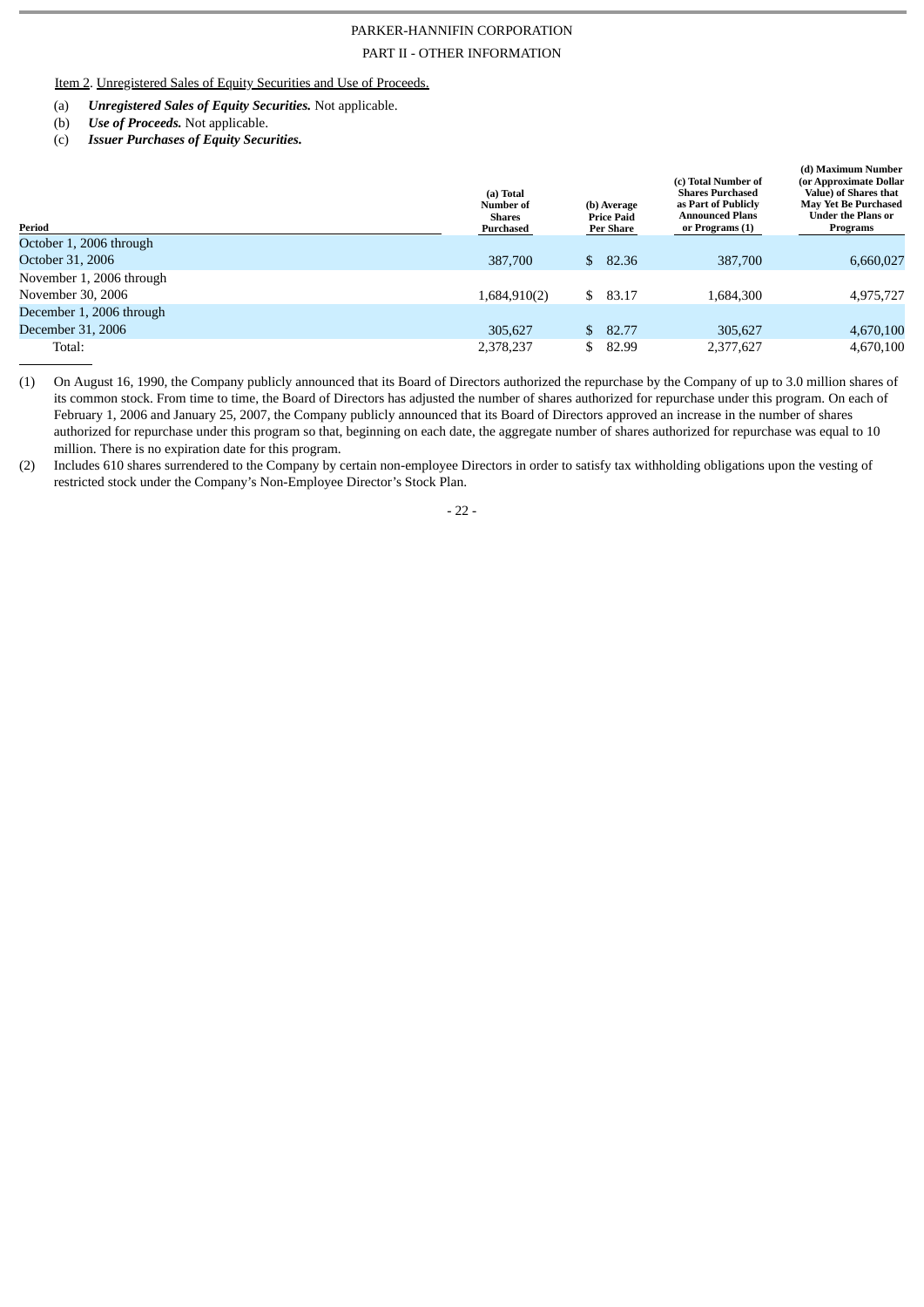PARKER-HANNIFIN CORPORATION

PART II - OTHER INFORMATION

Item 2. Unregistered Sales of Equity Securities and Use of Proceeds.

(a) ***Unregistered Sales of Equity Securities.*** Not applicable.

(b) ***Use of Proceeds.*** Not applicable.

(c) ***Issuer Purchases of Equity Securities.***

| Period | (a) Total Number of Shares Purchased | (b) Average Price Paid Per Share | (c) Total Number of Shares Purchased as Part of Publicly Announced Plans or Programs (1) | (d) Maximum Number (or Approximate Dollar Value) of Shares that May Yet Be Purchased Under the Plans or Programs |
|---|---|---|---|---|
| October 1, 2006 through October 31, 2006 | 387,700 | $ 82.36 | 387,700 | 6,660,027 |
| November 1, 2006 through November 30, 2006 | 1,684,910(2) | $ 83.17 | 1,684,300 | 4,975,727 |
| December 1, 2006 through December 31, 2006 | 305,627 | $ 82.77 | 305,627 | 4,670,100 |
| Total: | 2,378,237 | $ 82.99 | 2,377,627 | 4,670,100 |

(1) On August 16, 1990, the Company publicly announced that its Board of Directors authorized the repurchase by the Company of up to 3.0 million shares of its common stock. From time to time, the Board of Directors has adjusted the number of shares authorized for repurchase under this program. On each of February 1, 2006 and January 25, 2007, the Company publicly announced that its Board of Directors approved an increase in the number of shares authorized for repurchase under this program so that, beginning on each date, the aggregate number of shares authorized for repurchase was equal to 10 million. There is no expiration date for this program.

(2) Includes 610 shares surrendered to the Company by certain non-employee Directors in order to satisfy tax withholding obligations upon the vesting of restricted stock under the Company's Non-Employee Director's Stock Plan.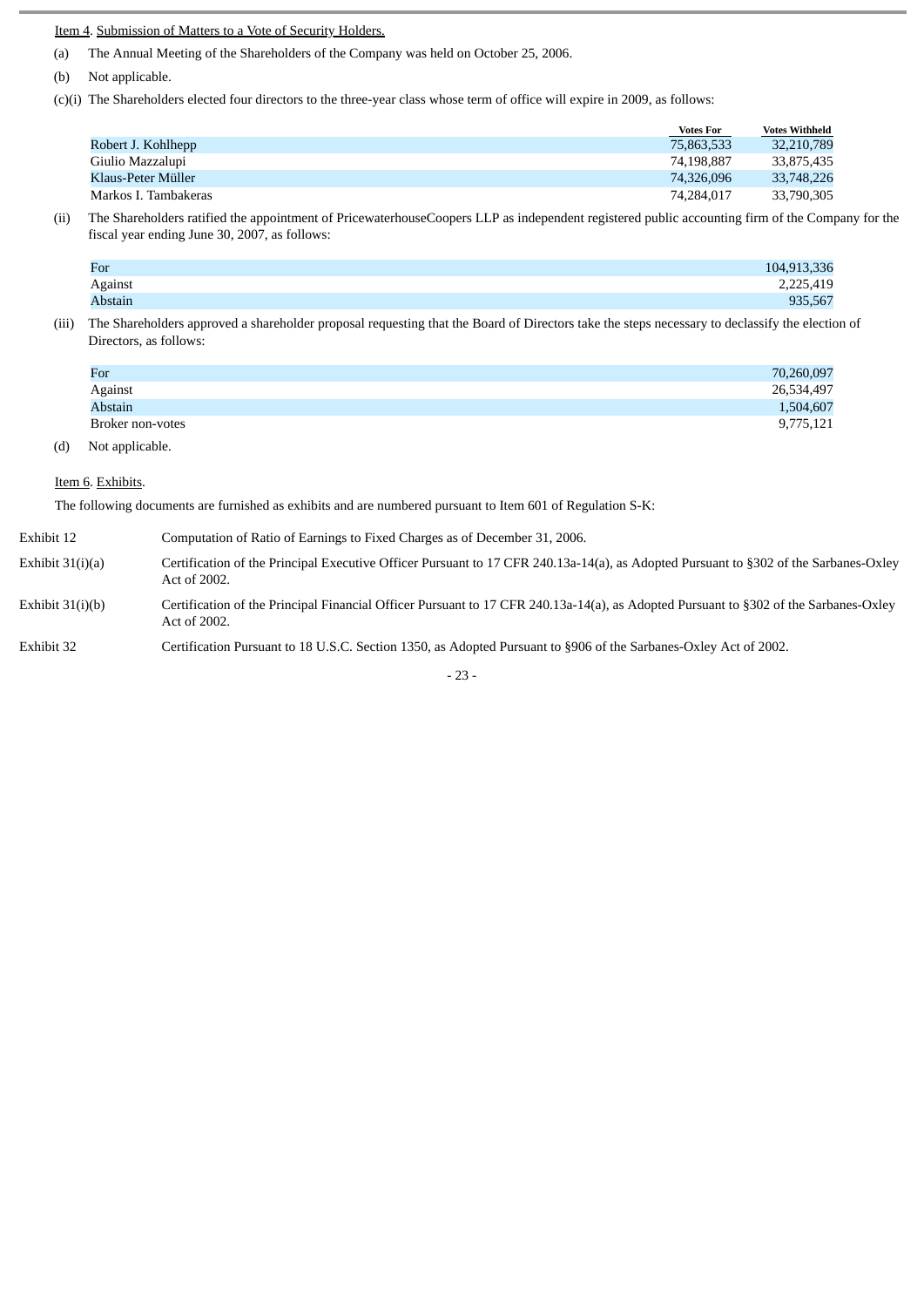Item 4. Submission of Matters to a Vote of Security Holders.

(a) The Annual Meeting of the Shareholders of the Company was held on October 25, 2006.

(b) Not applicable.

(c)(i) The Shareholders elected four directors to the three-year class whose term of office will expire in 2009, as follows:

| | Votes For | Votes Withheld |
|---|---|---|
| Robert J. Kohlhepp | 75,863,533 | 32,210,789 |
| Giulio Mazzalupi | 74,198,887 | 33,875,435 |
| Klaus-Peter Müller | 74,326,096 | 33,748,226 |
| Markos I. Tambakeras | 74,284,017 | 33,790,305 |

(ii) The Shareholders ratified the appointment of PricewaterhouseCoopers LLP as independent registered public accounting firm of the Company for the fiscal year ending June 30, 2007, as follows:

| | |
|---|---|
| For | 104,913,336 |
| Against | 2,225,419 |
| Abstain | 935,567 |

(iii) The Shareholders approved a shareholder proposal requesting that the Board of Directors take the steps necessary to declassify the election of Directors, as follows:

| | |
|---|---|
| For | 70,260,097 |
| Against | 26,534,497 |
| Abstain | 1,504,607 |
| Broker non-votes | 9,775,121 |

(d) Not applicable.

Item 6. Exhibits.

The following documents are furnished as exhibits and are numbered pursuant to Item 601 of Regulation S-K:

| | |
|---|---|
| Exhibit 12 | Computation of Ratio of Earnings to Fixed Charges as of December 31, 2006. |
| Exhibit 31(i)(a) | Certification of the Principal Executive Officer Pursuant to 17 CFR 240.13a-14(a), as Adopted Pursuant to §302 of the Sarbanes-Oxley Act of 2002. |
| Exhibit 31(i)(b) | Certification of the Principal Financial Officer Pursuant to 17 CFR 240.13a-14(a), as Adopted Pursuant to §302 of the Sarbanes-Oxley Act of 2002. |
| Exhibit 32 | Certification Pursuant to 18 U.S.C. Section 1350, as Adopted Pursuant to §906 of the Sarbanes-Oxley Act of 2002. |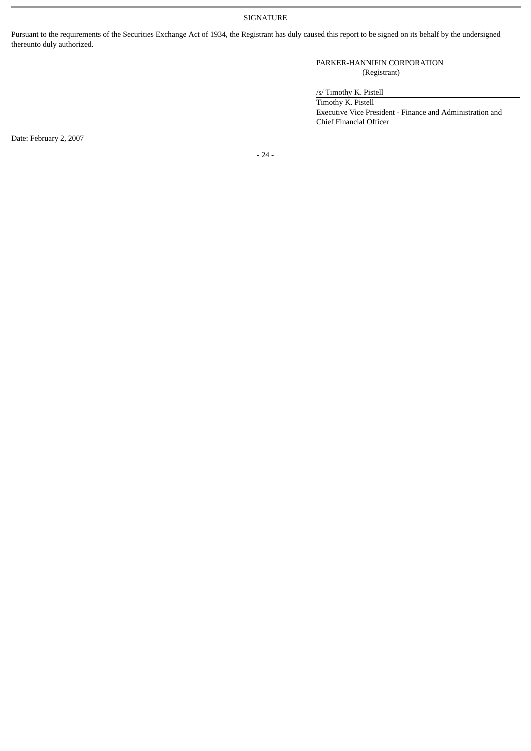SIGNATURE

Pursuant to the requirements of the Securities Exchange Act of 1934, the Registrant has duly caused this report to be signed on its behalf by the undersigned thereunto duly authorized.

PARKER-HANNIFIN CORPORATION
(Registrant)

/s/ Timothy K. Pistell

Timothy K. Pistell
Executive Vice President - Finance and Administration and Chief Financial Officer

Date: February 2, 2007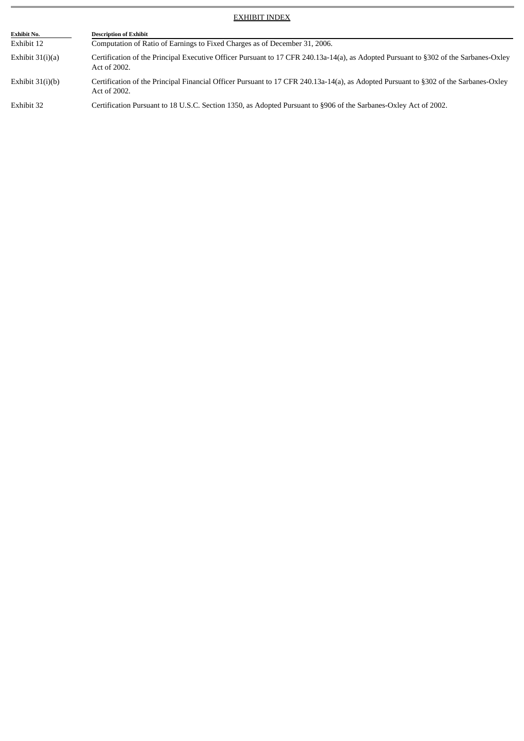EXHIBIT INDEX

| Exhibit No. | Description of Exhibit |
|---|---|
| Exhibit 12 | Computation of Ratio of Earnings to Fixed Charges as of December 31, 2006. |
| Exhibit 31(i)(a) | Certification of the Principal Executive Officer Pursuant to 17 CFR 240.13a-14(a), as Adopted Pursuant to §302 of the Sarbanes-Oxley Act of 2002. |
| Exhibit 31(i)(b) | Certification of the Principal Financial Officer Pursuant to 17 CFR 240.13a-14(a), as Adopted Pursuant to §302 of the Sarbanes-Oxley Act of 2002. |
| Exhibit 32 | Certification Pursuant to 18 U.S.C. Section 1350, as Adopted Pursuant to §906 of the Sarbanes-Oxley Act of 2002. |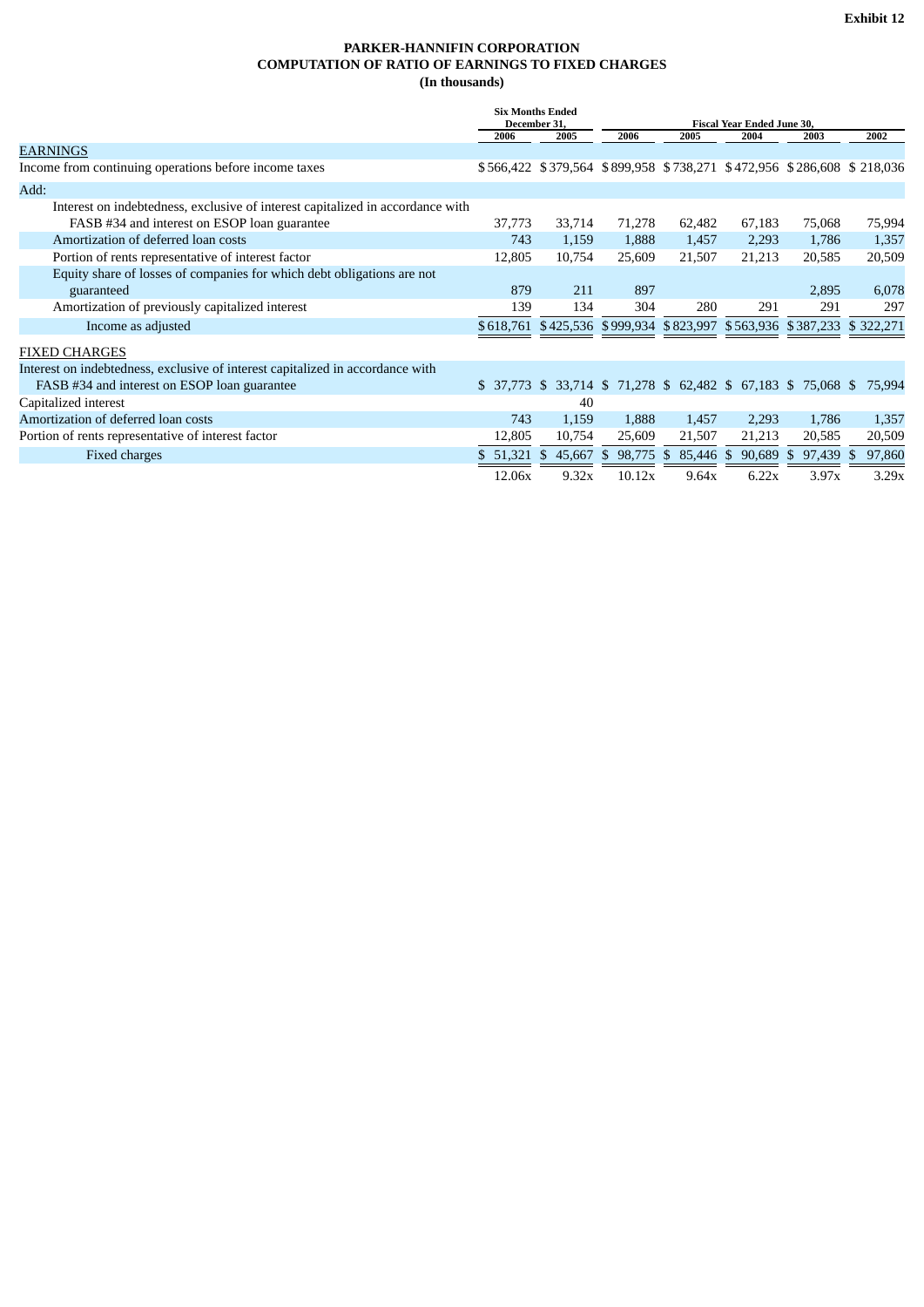**Exhibit 12**

# PARKER-HANNIFIN CORPORATION
## COMPUTATION OF RATIO OF EARNINGS TO FIXED CHARGES
### (In thousands)

| | Six Months Ended December 31, | | Fiscal Year Ended June 30, | | | | |
|---|---|---|---|---|---|---|---|
| | 2006 | 2005 | 2006 | 2005 | 2004 | 2003 | 2002 |
| EARNINGS | | | | | | | |
| Income from continuing operations before income taxes | $566,422 | $379,564 | $899,958 | $738,271 | $472,956 | $286,608 | $218,036 |
| Add: | | | | | | | |
| Interest on indebtedness, exclusive of interest capitalized in accordance with FASB #34 and interest on ESOP loan guarantee | 37,773 | 33,714 | 71,278 | 62,482 | 67,183 | 75,068 | 75,994 |
| Amortization of deferred loan costs | 743 | 1,159 | 1,888 | 1,457 | 2,293 | 1,786 | 1,357 |
| Portion of rents representative of interest factor | 12,805 | 10,754 | 25,609 | 21,507 | 21,213 | 20,585 | 20,509 |
| Equity share of losses of companies for which debt obligations are not guaranteed | 879 | 211 | 897 | | | 2,895 | 6,078 |
| Amortization of previously capitalized interest | 139 | 134 | 304 | 280 | 291 | 291 | 297 |
| Income as adjusted | $618,761 | $425,536 | $999,934 | $823,997 | $563,936 | $387,233 | $322,271 |
| FIXED CHARGES | | | | | | | |
| Interest on indebtedness, exclusive of interest capitalized in accordance with FASB #34 and interest on ESOP loan guarantee | $ 37,773 | $ 33,714 | $ 71,278 | $ 62,482 | $ 67,183 | $ 75,068 | $ 75,994 |
| Capitalized interest | | 40 | | | | | |
| Amortization of deferred loan costs | 743 | 1,159 | 1,888 | 1,457 | 2,293 | 1,786 | 1,357 |
| Portion of rents representative of interest factor | 12,805 | 10,754 | 25,609 | 21,507 | 21,213 | 20,585 | 20,509 |
| Fixed charges | $ 51,321 | $ 45,667 | $ 98,775 | $ 85,446 | $ 90,689 | $ 97,439 | $ 97,860 |
| | 12.06x | 9.32x | 10.12x | 9.64x | 6.22x | 3.97x | 3.29x |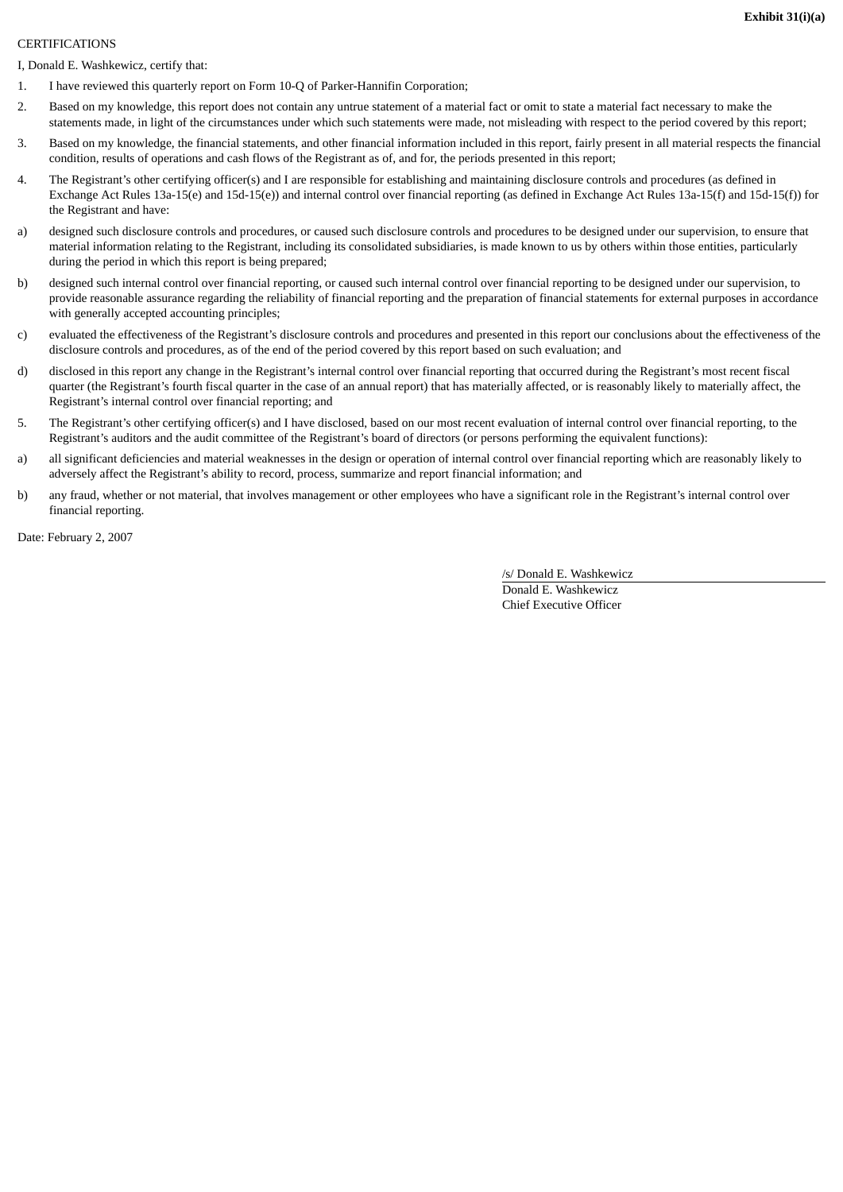**Exhibit 31(i)(a)**

CERTIFICATIONS

I, Donald E. Washkewicz, certify that:

1. I have reviewed this quarterly report on Form 10-Q of Parker-Hannifin Corporation;
2. Based on my knowledge, this report does not contain any untrue statement of a material fact or omit to state a material fact necessary to make the statements made, in light of the circumstances under which such statements were made, not misleading with respect to the period covered by this report;
3. Based on my knowledge, the financial statements, and other financial information included in this report, fairly present in all material respects the financial condition, results of operations and cash flows of the Registrant as of, and for, the periods presented in this report;
4. The Registrant's other certifying officer(s) and I are responsible for establishing and maintaining disclosure controls and procedures (as defined in Exchange Act Rules 13a-15(e) and 15d-15(e)) and internal control over financial reporting (as defined in Exchange Act Rules 13a-15(f) and 15d-15(f)) for the Registrant and have:

a) designed such disclosure controls and procedures, or caused such disclosure controls and procedures to be designed under our supervision, to ensure that material information relating to the Registrant, including its consolidated subsidiaries, is made known to us by others within those entities, particularly during the period in which this report is being prepared;

b) designed such internal control over financial reporting, or caused such internal control over financial reporting to be designed under our supervision, to provide reasonable assurance regarding the reliability of financial reporting and the preparation of financial statements for external purposes in accordance with generally accepted accounting principles;

c) evaluated the effectiveness of the Registrant's disclosure controls and procedures and presented in this report our conclusions about the effectiveness of the disclosure controls and procedures, as of the end of the period covered by this report based on such evaluation; and

d) disclosed in this report any change in the Registrant's internal control over financial reporting that occurred during the Registrant's most recent fiscal quarter (the Registrant's fourth fiscal quarter in the case of an annual report) that has materially affected, or is reasonably likely to materially affect, the Registrant's internal control over financial reporting; and

5. The Registrant's other certifying officer(s) and I have disclosed, based on our most recent evaluation of internal control over financial reporting, to the Registrant's auditors and the audit committee of the Registrant's board of directors (or persons performing the equivalent functions):

a) all significant deficiencies and material weaknesses in the design or operation of internal control over financial reporting which are reasonably likely to adversely affect the Registrant's ability to record, process, summarize and report financial information; and

b) any fraud, whether or not material, that involves management or other employees who have a significant role in the Registrant's internal control over financial reporting.

Date: February 2, 2007

/s/ Donald E. Washkewicz
Donald E. Washkewicz
Chief Executive Officer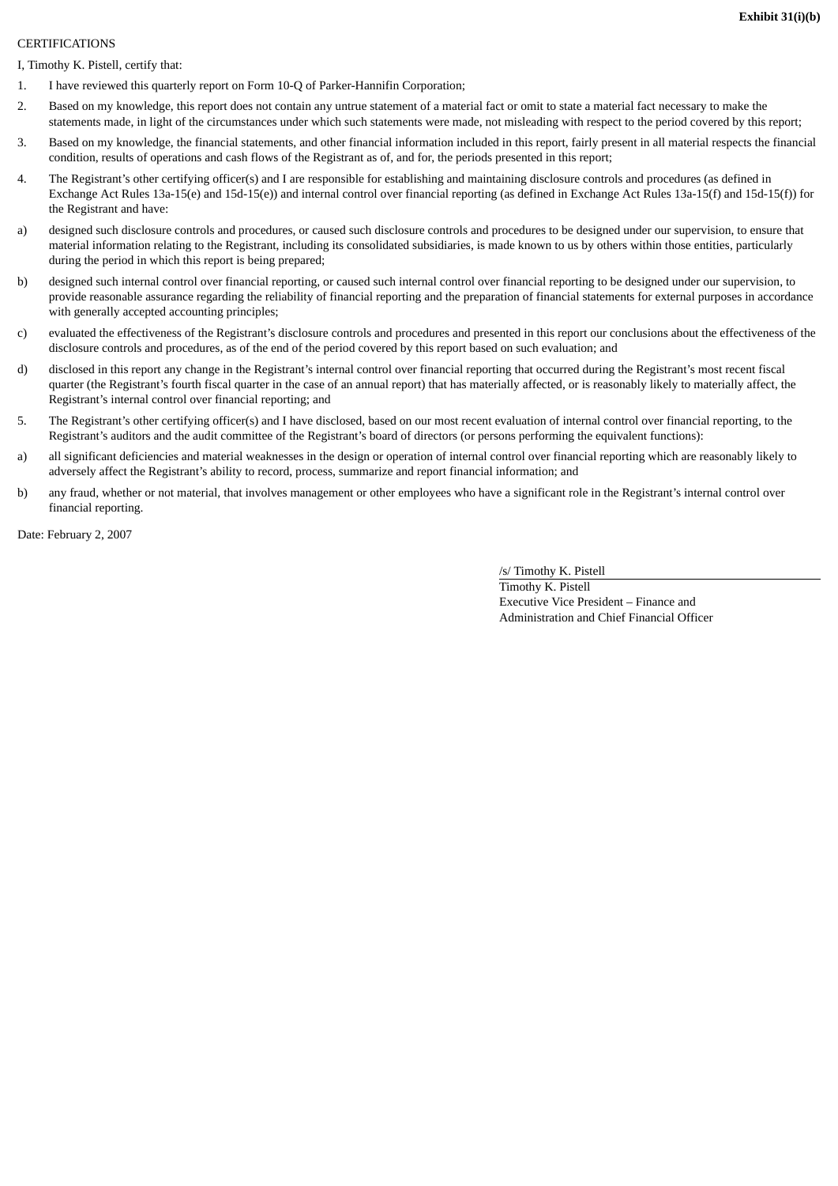**Exhibit 31(i)(b)**

CERTIFICATIONS

I, Timothy K. Pistell, certify that:

1. I have reviewed this quarterly report on Form 10-Q of Parker-Hannifin Corporation;
2. Based on my knowledge, this report does not contain any untrue statement of a material fact or omit to state a material fact necessary to make the statements made, in light of the circumstances under which such statements were made, not misleading with respect to the period covered by this report;
3. Based on my knowledge, the financial statements, and other financial information included in this report, fairly present in all material respects the financial condition, results of operations and cash flows of the Registrant as of, and for, the periods presented in this report;
4. The Registrant's other certifying officer(s) and I are responsible for establishing and maintaining disclosure controls and procedures (as defined in Exchange Act Rules 13a-15(e) and 15d-15(e)) and internal control over financial reporting (as defined in Exchange Act Rules 13a-15(f) and 15d-15(f)) for the Registrant and have:

a) designed such disclosure controls and procedures, or caused such disclosure controls and procedures to be designed under our supervision, to ensure that material information relating to the Registrant, including its consolidated subsidiaries, is made known to us by others within those entities, particularly during the period in which this report is being prepared;

b) designed such internal control over financial reporting, or caused such internal control over financial reporting to be designed under our supervision, to provide reasonable assurance regarding the reliability of financial reporting and the preparation of financial statements for external purposes in accordance with generally accepted accounting principles;

c) evaluated the effectiveness of the Registrant's disclosure controls and procedures and presented in this report our conclusions about the effectiveness of the disclosure controls and procedures, as of the end of the period covered by this report based on such evaluation; and

d) disclosed in this report any change in the Registrant's internal control over financial reporting that occurred during the Registrant's most recent fiscal quarter (the Registrant's fourth fiscal quarter in the case of an annual report) that has materially affected, or is reasonably likely to materially affect, the Registrant's internal control over financial reporting; and

5. The Registrant's other certifying officer(s) and I have disclosed, based on our most recent evaluation of internal control over financial reporting, to the Registrant's auditors and the audit committee of the Registrant's board of directors (or persons performing the equivalent functions):

a) all significant deficiencies and material weaknesses in the design or operation of internal control over financial reporting which are reasonably likely to adversely affect the Registrant's ability to record, process, summarize and report financial information; and

b) any fraud, whether or not material, that involves management or other employees who have a significant role in the Registrant's internal control over financial reporting.

Date: February 2, 2007

/s/ Timothy K. Pistell

Timothy K. Pistell
Executive Vice President – Finance and
Administration and Chief Financial Officer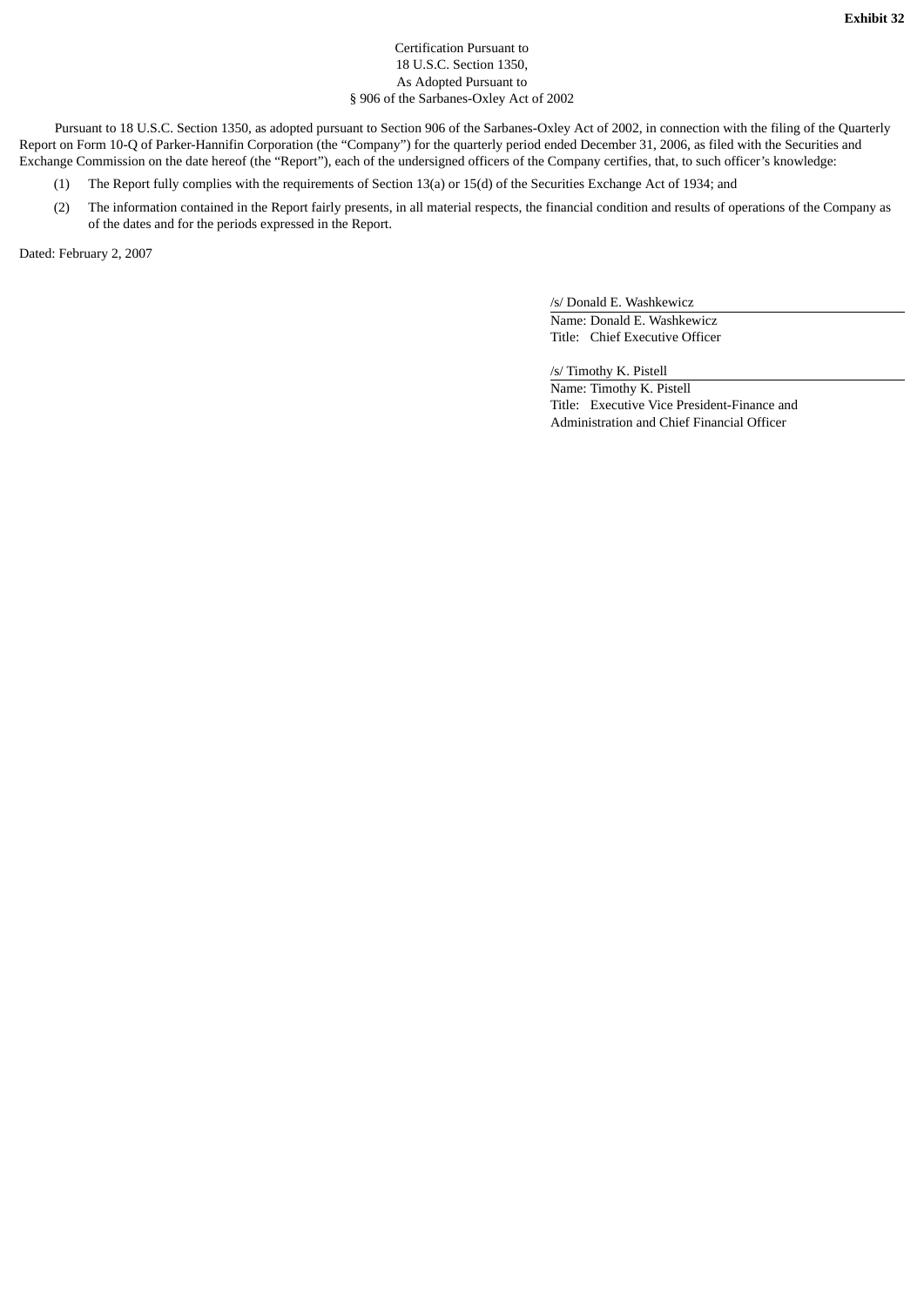**Exhibit 32**

Certification Pursuant to
18 U.S.C. Section 1350,
As Adopted Pursuant to
§ 906 of the Sarbanes-Oxley Act of 2002

Pursuant to 18 U.S.C. Section 1350, as adopted pursuant to Section 906 of the Sarbanes-Oxley Act of 2002, in connection with the filing of the Quarterly Report on Form 10-Q of Parker-Hannifin Corporation (the "Company") for the quarterly period ended December 31, 2006, as filed with the Securities and Exchange Commission on the date hereof (the "Report"), each of the undersigned officers of the Company certifies, that, to such officer's knowledge:

(1) The Report fully complies with the requirements of Section 13(a) or 15(d) of the Securities Exchange Act of 1934; and

(2) The information contained in the Report fairly presents, in all material respects, the financial condition and results of operations of the Company as of the dates and for the periods expressed in the Report.

Dated: February 2, 2007

/s/ Donald E. Washkewicz
Name: Donald E. Washkewicz
Title: Chief Executive Officer

/s/ Timothy K. Pistell
Name: Timothy K. Pistell
Title: Executive Vice President-Finance and Administration and Chief Financial Officer